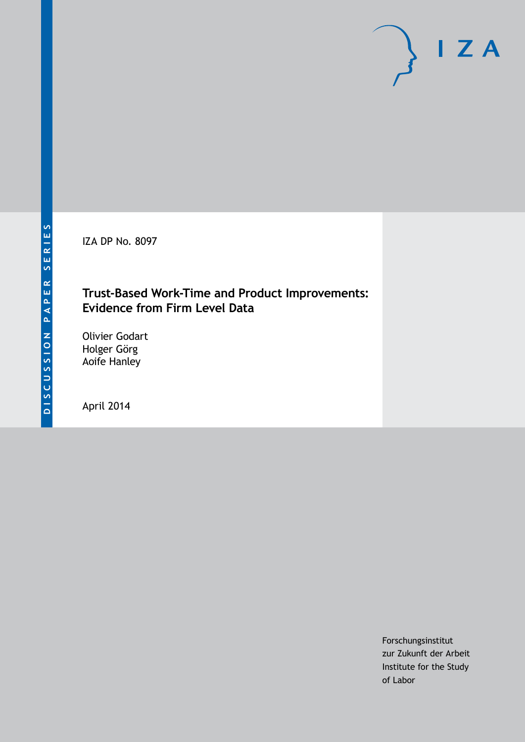DISCUSSION PAPER SERIES

IZA

IZA DP No. 8097

# Trust-Based Work-Time and Product Improvements: Evidence from Firm Level Data

Olivier Godart
Holger Görg
Aoife Hanley

April 2014

Forschungsinstitut
zur Zukunft der Arbeit
Institute for the Study
of Labor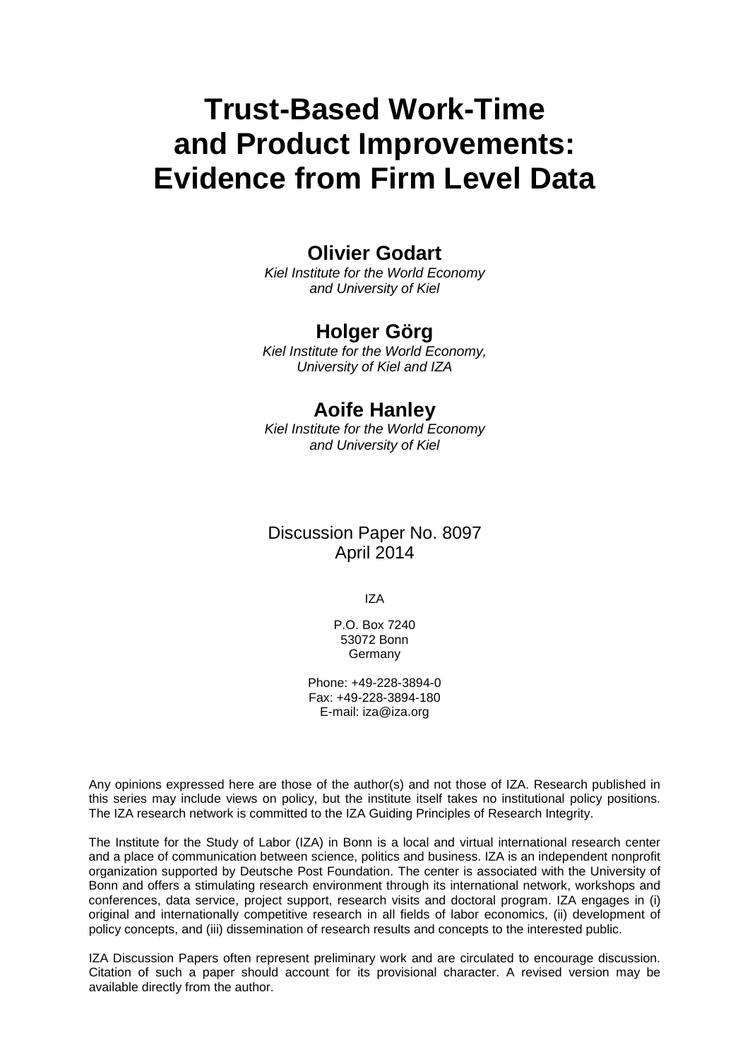# Trust-Based Work-Time and Product Improvements: Evidence from Firm Level Data

**Olivier Godart**

*Kiel Institute for the World Economy and University of Kiel*

**Holger Görg**

*Kiel Institute for the World Economy, University of Kiel and IZA*

**Aoife Hanley**

*Kiel Institute for the World Economy and University of Kiel*

Discussion Paper No. 8097
April 2014

IZA

P.O. Box 7240
53072 Bonn
Germany

Phone: +49-228-3894-0
Fax: +49-228-3894-180
E-mail: iza@iza.org

Any opinions expressed here are those of the author(s) and not those of IZA. Research published in this series may include views on policy, but the institute itself takes no institutional policy positions. The IZA research network is committed to the IZA Guiding Principles of Research Integrity.

The Institute for the Study of Labor (IZA) in Bonn is a local and virtual international research center and a place of communication between science, politics and business. IZA is an independent nonprofit organization supported by Deutsche Post Foundation. The center is associated with the University of Bonn and offers a stimulating research environment through its international network, workshops and conferences, data service, project support, research visits and doctoral program. IZA engages in (i) original and internationally competitive research in all fields of labor economics, (ii) development of policy concepts, and (iii) dissemination of research results and concepts to the interested public.

IZA Discussion Papers often represent preliminary work and are circulated to encourage discussion. Citation of such a paper should account for its provisional character. A revised version may be available directly from the author.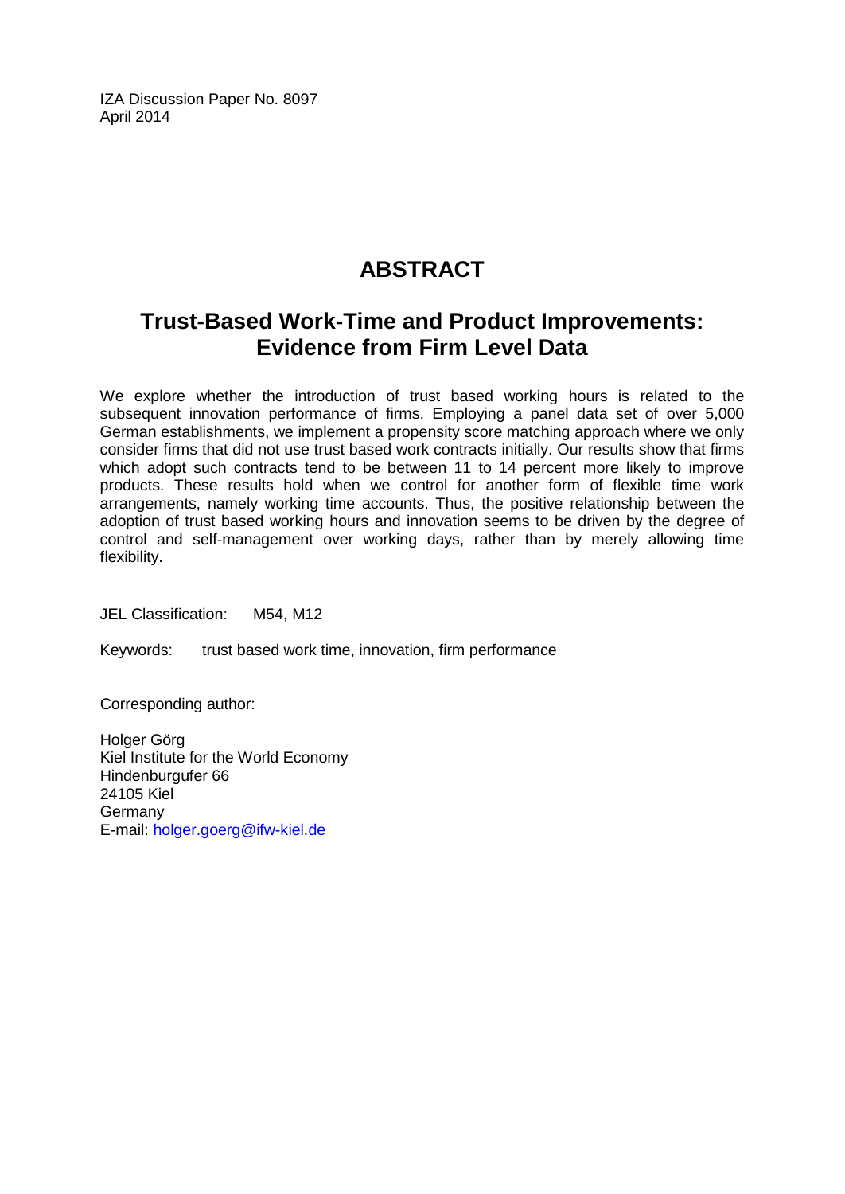IZA Discussion Paper No. 8097
April 2014

# ABSTRACT

## Trust-Based Work-Time and Product Improvements: Evidence from Firm Level Data

We explore whether the introduction of trust based working hours is related to the subsequent innovation performance of firms. Employing a panel data set of over 5,000 German establishments, we implement a propensity score matching approach where we only consider firms that did not use trust based work contracts initially. Our results show that firms which adopt such contracts tend to be between 11 to 14 percent more likely to improve products. These results hold when we control for another form of flexible time work arrangements, namely working time accounts. Thus, the positive relationship between the adoption of trust based working hours and innovation seems to be driven by the degree of control and self-management over working days, rather than by merely allowing time flexibility.

JEL Classification: M54, M12

Keywords: trust based work time, innovation, firm performance

Corresponding author:

Holger Görg
Kiel Institute for the World Economy
Hindenburgufer 66
24105 Kiel
Germany
E-mail: holger.goerg@ifw-kiel.de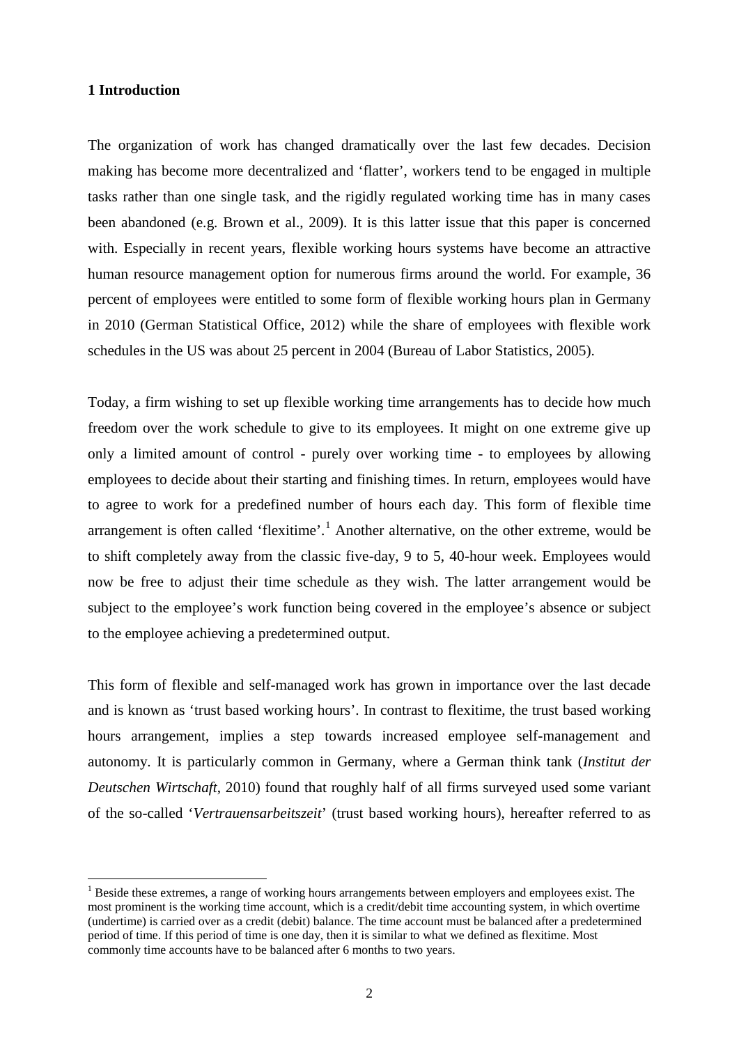## 1 Introduction

The organization of work has changed dramatically over the last few decades. Decision making has become more decentralized and 'flatter', workers tend to be engaged in multiple tasks rather than one single task, and the rigidly regulated working time has in many cases been abandoned (e.g. Brown et al., 2009). It is this latter issue that this paper is concerned with. Especially in recent years, flexible working hours systems have become an attractive human resource management option for numerous firms around the world. For example, 36 percent of employees were entitled to some form of flexible working hours plan in Germany in 2010 (German Statistical Office, 2012) while the share of employees with flexible work schedules in the US was about 25 percent in 2004 (Bureau of Labor Statistics, 2005).

Today, a firm wishing to set up flexible working time arrangements has to decide how much freedom over the work schedule to give to its employees. It might on one extreme give up only a limited amount of control - purely over working time - to employees by allowing employees to decide about their starting and finishing times. In return, employees would have to agree to work for a predefined number of hours each day. This form of flexible time arrangement is often called 'flexitime'.[1] Another alternative, on the other extreme, would be to shift completely away from the classic five-day, 9 to 5, 40-hour week. Employees would now be free to adjust their time schedule as they wish. The latter arrangement would be subject to the employee's work function being covered in the employee's absence or subject to the employee achieving a predetermined output.

This form of flexible and self-managed work has grown in importance over the last decade and is known as 'trust based working hours'. In contrast to flexitime, the trust based working hours arrangement, implies a step towards increased employee self-management and autonomy. It is particularly common in Germany, where a German think tank (*Institut der Deutschen Wirtschaft*, 2010) found that roughly half of all firms surveyed used some variant of the so-called '*Vertrauensarbeitszeit*' (trust based working hours), hereafter referred to as

[1] Beside these extremes, a range of working hours arrangements between employers and employees exist. The most prominent is the working time account, which is a credit/debit time accounting system, in which overtime (undertime) is carried over as a credit (debit) balance. The time account must be balanced after a predetermined period of time. If this period of time is one day, then it is similar to what we defined as flexitime. Most commonly time accounts have to be balanced after 6 months to two years.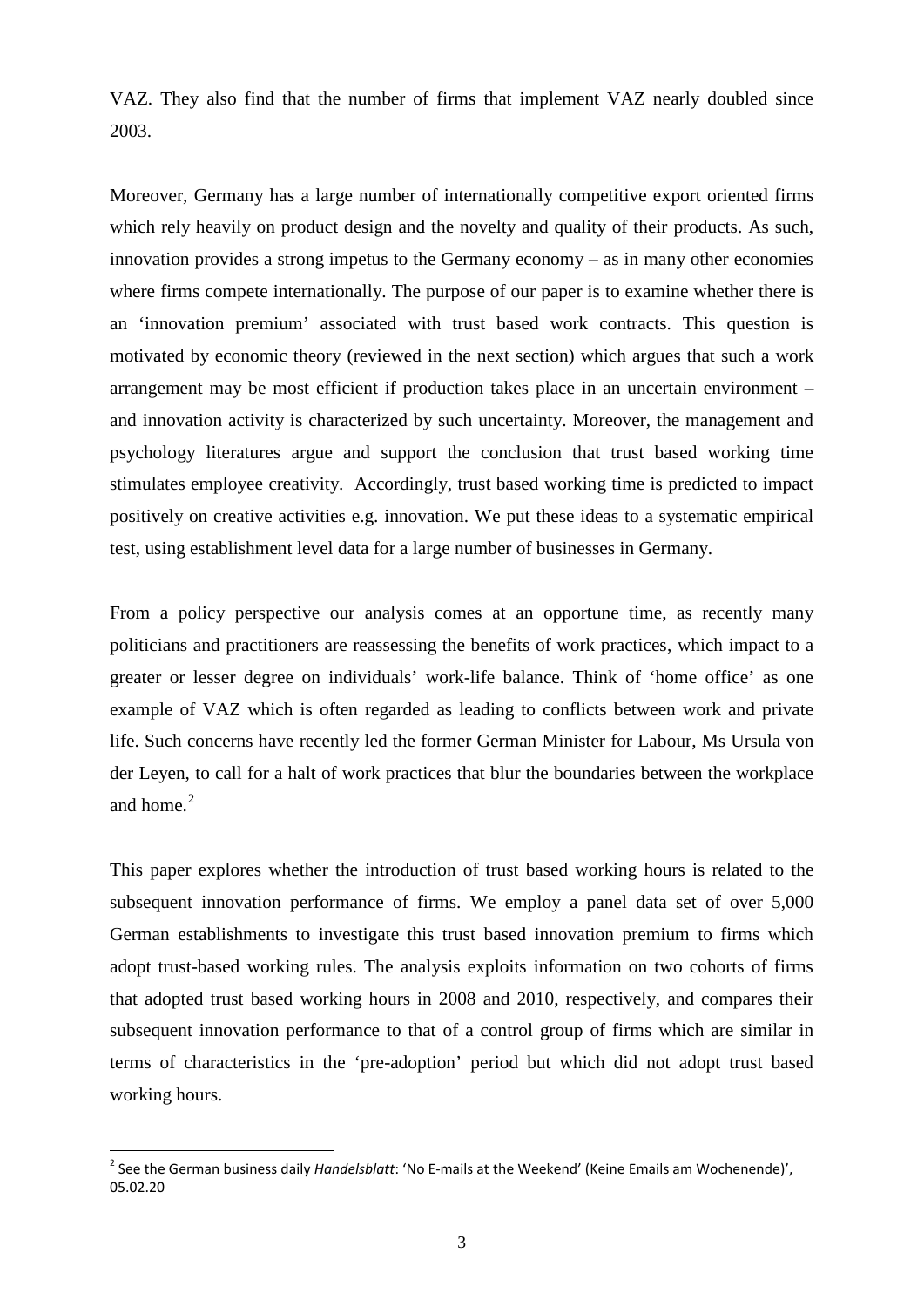VAZ. They also find that the number of firms that implement VAZ nearly doubled since 2003.

Moreover, Germany has a large number of internationally competitive export oriented firms which rely heavily on product design and the novelty and quality of their products. As such, innovation provides a strong impetus to the Germany economy – as in many other economies where firms compete internationally. The purpose of our paper is to examine whether there is an 'innovation premium' associated with trust based work contracts. This question is motivated by economic theory (reviewed in the next section) which argues that such a work arrangement may be most efficient if production takes place in an uncertain environment – and innovation activity is characterized by such uncertainty. Moreover, the management and psychology literatures argue and support the conclusion that trust based working time stimulates employee creativity. Accordingly, trust based working time is predicted to impact positively on creative activities e.g. innovation. We put these ideas to a systematic empirical test, using establishment level data for a large number of businesses in Germany.

From a policy perspective our analysis comes at an opportune time, as recently many politicians and practitioners are reassessing the benefits of work practices, which impact to a greater or lesser degree on individuals' work-life balance. Think of 'home office' as one example of VAZ which is often regarded as leading to conflicts between work and private life. Such concerns have recently led the former German Minister for Labour, Ms Ursula von der Leyen, to call for a halt of work practices that blur the boundaries between the workplace and home.[2]

This paper explores whether the introduction of trust based working hours is related to the subsequent innovation performance of firms. We employ a panel data set of over 5,000 German establishments to investigate this trust based innovation premium to firms which adopt trust-based working rules. The analysis exploits information on two cohorts of firms that adopted trust based working hours in 2008 and 2010, respectively, and compares their subsequent innovation performance to that of a control group of firms which are similar in terms of characteristics in the 'pre-adoption' period but which did not adopt trust based working hours.

[2] See the German business daily *Handelsblatt*: 'No E-mails at the Weekend' (Keine Emails am Wochenende)', 05.02.20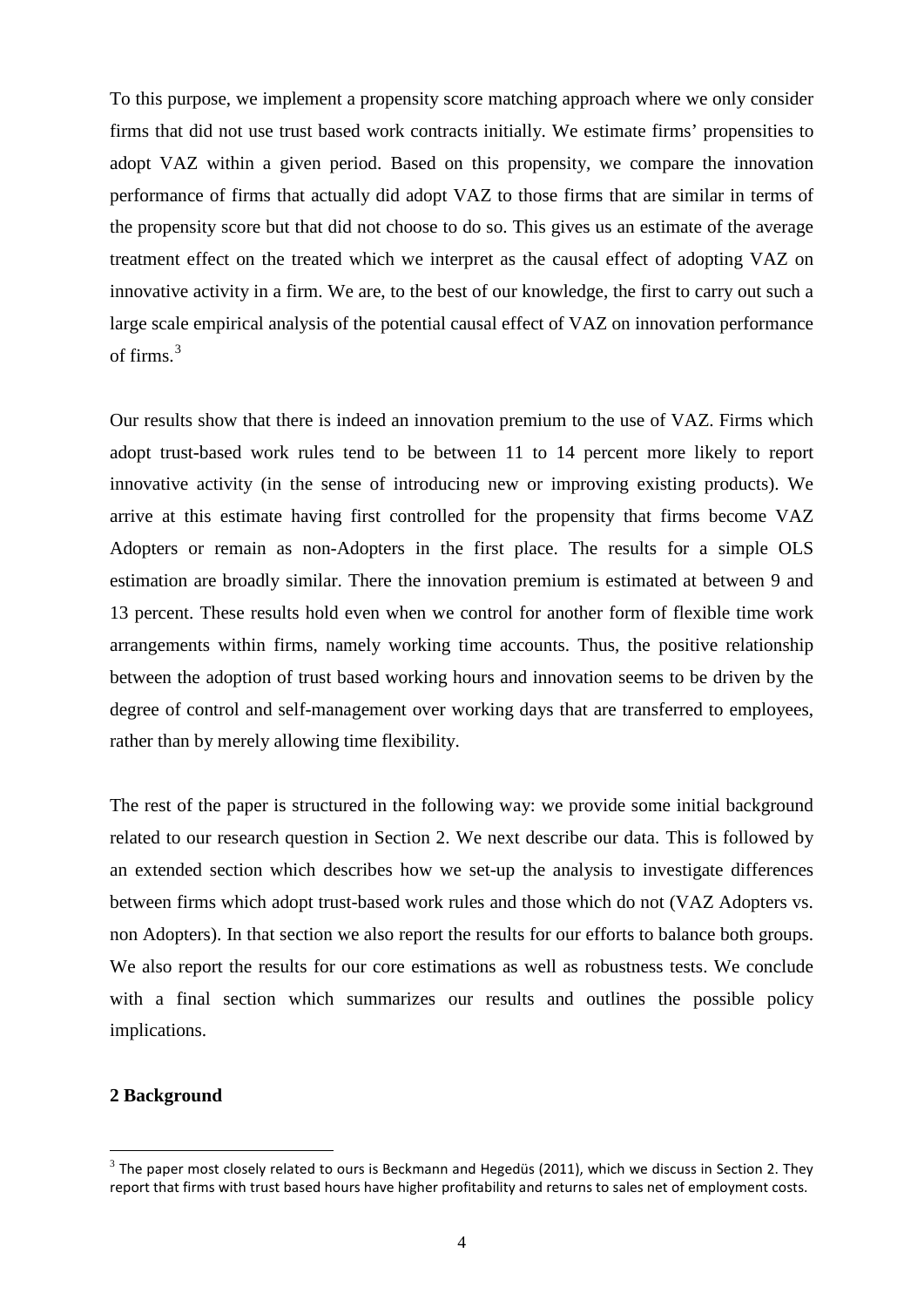To this purpose, we implement a propensity score matching approach where we only consider firms that did not use trust based work contracts initially. We estimate firms' propensities to adopt VAZ within a given period. Based on this propensity, we compare the innovation performance of firms that actually did adopt VAZ to those firms that are similar in terms of the propensity score but that did not choose to do so. This gives us an estimate of the average treatment effect on the treated which we interpret as the causal effect of adopting VAZ on innovative activity in a firm. We are, to the best of our knowledge, the first to carry out such a large scale empirical analysis of the potential causal effect of VAZ on innovation performance of firms.[3]

Our results show that there is indeed an innovation premium to the use of VAZ. Firms which adopt trust-based work rules tend to be between 11 to 14 percent more likely to report innovative activity (in the sense of introducing new or improving existing products). We arrive at this estimate having first controlled for the propensity that firms become VAZ Adopters or remain as non-Adopters in the first place. The results for a simple OLS estimation are broadly similar. There the innovation premium is estimated at between 9 and 13 percent. These results hold even when we control for another form of flexible time work arrangements within firms, namely working time accounts. Thus, the positive relationship between the adoption of trust based working hours and innovation seems to be driven by the degree of control and self-management over working days that are transferred to employees, rather than by merely allowing time flexibility.

The rest of the paper is structured in the following way: we provide some initial background related to our research question in Section 2. We next describe our data. This is followed by an extended section which describes how we set-up the analysis to investigate differences between firms which adopt trust-based work rules and those which do not (VAZ Adopters vs. non Adopters). In that section we also report the results for our efforts to balance both groups. We also report the results for our core estimations as well as robustness tests. We conclude with a final section which summarizes our results and outlines the possible policy implications.

## 2 Background

[3] The paper most closely related to ours is Beckmann and Hegedüs (2011), which we discuss in Section 2. They report that firms with trust based hours have higher profitability and returns to sales net of employment costs.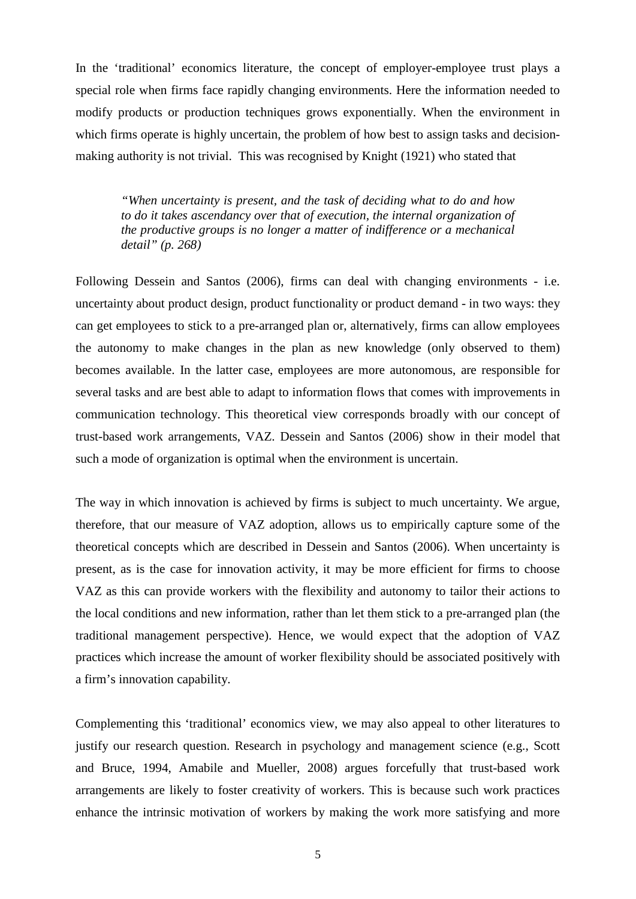In the 'traditional' economics literature, the concept of employer-employee trust plays a special role when firms face rapidly changing environments. Here the information needed to modify products or production techniques grows exponentially. When the environment in which firms operate is highly uncertain, the problem of how best to assign tasks and decision-making authority is not trivial. This was recognised by Knight (1921) who stated that

> *"When uncertainty is present, and the task of deciding what to do and how to do it takes ascendancy over that of execution, the internal organization of the productive groups is no longer a matter of indifference or a mechanical detail" (p. 268)*

Following Dessein and Santos (2006), firms can deal with changing environments - i.e. uncertainty about product design, product functionality or product demand - in two ways: they can get employees to stick to a pre-arranged plan or, alternatively, firms can allow employees the autonomy to make changes in the plan as new knowledge (only observed to them) becomes available. In the latter case, employees are more autonomous, are responsible for several tasks and are best able to adapt to information flows that comes with improvements in communication technology. This theoretical view corresponds broadly with our concept of trust-based work arrangements, VAZ. Dessein and Santos (2006) show in their model that such a mode of organization is optimal when the environment is uncertain.

The way in which innovation is achieved by firms is subject to much uncertainty. We argue, therefore, that our measure of VAZ adoption, allows us to empirically capture some of the theoretical concepts which are described in Dessein and Santos (2006). When uncertainty is present, as is the case for innovation activity, it may be more efficient for firms to choose VAZ as this can provide workers with the flexibility and autonomy to tailor their actions to the local conditions and new information, rather than let them stick to a pre-arranged plan (the traditional management perspective). Hence, we would expect that the adoption of VAZ practices which increase the amount of worker flexibility should be associated positively with a firm's innovation capability.

Complementing this 'traditional' economics view, we may also appeal to other literatures to justify our research question. Research in psychology and management science (e.g., Scott and Bruce, 1994, Amabile and Mueller, 2008) argues forcefully that trust-based work arrangements are likely to foster creativity of workers. This is because such work practices enhance the intrinsic motivation of workers by making the work more satisfying and more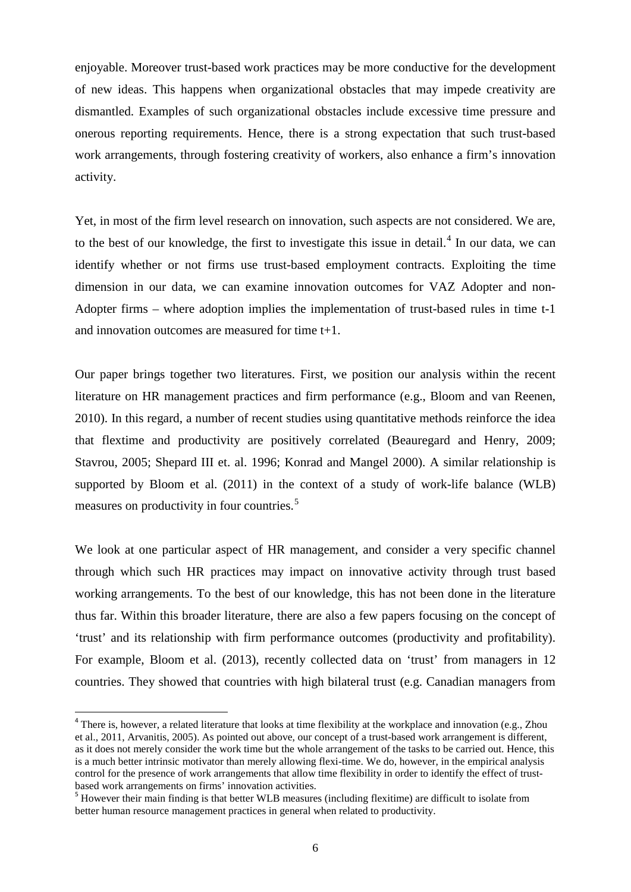enjoyable. Moreover trust-based work practices may be more conductive for the development of new ideas. This happens when organizational obstacles that may impede creativity are dismantled. Examples of such organizational obstacles include excessive time pressure and onerous reporting requirements. Hence, there is a strong expectation that such trust-based work arrangements, through fostering creativity of workers, also enhance a firm's innovation activity.

Yet, in most of the firm level research on innovation, such aspects are not considered. We are, to the best of our knowledge, the first to investigate this issue in detail.[4] In our data, we can identify whether or not firms use trust-based employment contracts. Exploiting the time dimension in our data, we can examine innovation outcomes for VAZ Adopter and non-Adopter firms – where adoption implies the implementation of trust-based rules in time t-1 and innovation outcomes are measured for time t+1.

Our paper brings together two literatures. First, we position our analysis within the recent literature on HR management practices and firm performance (e.g., Bloom and van Reenen, 2010). In this regard, a number of recent studies using quantitative methods reinforce the idea that flextime and productivity are positively correlated (Beauregard and Henry, 2009; Stavrou, 2005; Shepard III et. al. 1996; Konrad and Mangel 2000). A similar relationship is supported by Bloom et al. (2011) in the context of a study of work-life balance (WLB) measures on productivity in four countries.[5]

We look at one particular aspect of HR management, and consider a very specific channel through which such HR practices may impact on innovative activity through trust based working arrangements. To the best of our knowledge, this has not been done in the literature thus far. Within this broader literature, there are also a few papers focusing on the concept of 'trust' and its relationship with firm performance outcomes (productivity and profitability). For example, Bloom et al. (2013), recently collected data on 'trust' from managers in 12 countries. They showed that countries with high bilateral trust (e.g. Canadian managers from

[4] There is, however, a related literature that looks at time flexibility at the workplace and innovation (e.g., Zhou et al., 2011, Arvanitis, 2005). As pointed out above, our concept of a trust-based work arrangement is different, as it does not merely consider the work time but the whole arrangement of the tasks to be carried out. Hence, this is a much better intrinsic motivator than merely allowing flexi-time. We do, however, in the empirical analysis control for the presence of work arrangements that allow time flexibility in order to identify the effect of trust-based work arrangements on firms' innovation activities.

[5] However their main finding is that better WLB measures (including flexitime) are difficult to isolate from better human resource management practices in general when related to productivity.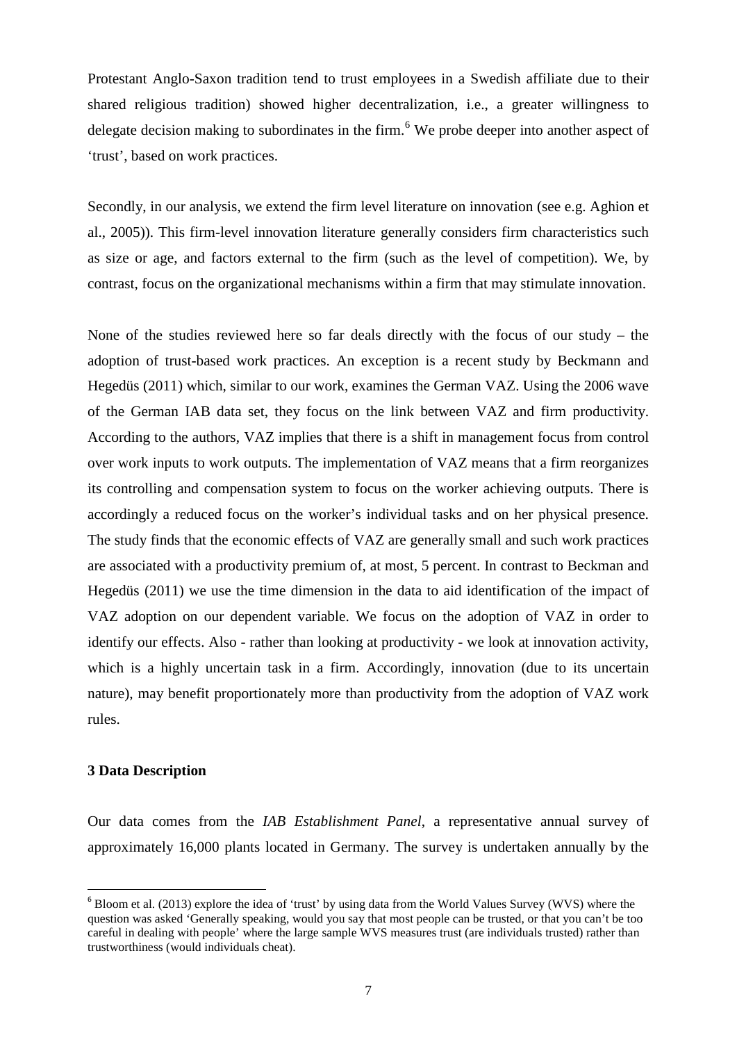Protestant Anglo-Saxon tradition tend to trust employees in a Swedish affiliate due to their shared religious tradition) showed higher decentralization, i.e., a greater willingness to delegate decision making to subordinates in the firm.[6] We probe deeper into another aspect of 'trust', based on work practices.

Secondly, in our analysis, we extend the firm level literature on innovation (see e.g. Aghion et al., 2005)). This firm-level innovation literature generally considers firm characteristics such as size or age, and factors external to the firm (such as the level of competition). We, by contrast, focus on the organizational mechanisms within a firm that may stimulate innovation.

None of the studies reviewed here so far deals directly with the focus of our study – the adoption of trust-based work practices. An exception is a recent study by Beckmann and Hegedüs (2011) which, similar to our work, examines the German VAZ. Using the 2006 wave of the German IAB data set, they focus on the link between VAZ and firm productivity. According to the authors, VAZ implies that there is a shift in management focus from control over work inputs to work outputs. The implementation of VAZ means that a firm reorganizes its controlling and compensation system to focus on the worker achieving outputs. There is accordingly a reduced focus on the worker's individual tasks and on her physical presence. The study finds that the economic effects of VAZ are generally small and such work practices are associated with a productivity premium of, at most, 5 percent. In contrast to Beckman and Hegedüs (2011) we use the time dimension in the data to aid identification of the impact of VAZ adoption on our dependent variable. We focus on the adoption of VAZ in order to identify our effects. Also - rather than looking at productivity - we look at innovation activity, which is a highly uncertain task in a firm. Accordingly, innovation (due to its uncertain nature), may benefit proportionately more than productivity from the adoption of VAZ work rules.

## 3 Data Description

Our data comes from the *IAB Establishment Panel*, a representative annual survey of approximately 16,000 plants located in Germany. The survey is undertaken annually by the

[6] Bloom et al. (2013) explore the idea of 'trust' by using data from the World Values Survey (WVS) where the question was asked 'Generally speaking, would you say that most people can be trusted, or that you can't be too careful in dealing with people' where the large sample WVS measures trust (are individuals trusted) rather than trustworthiness (would individuals cheat).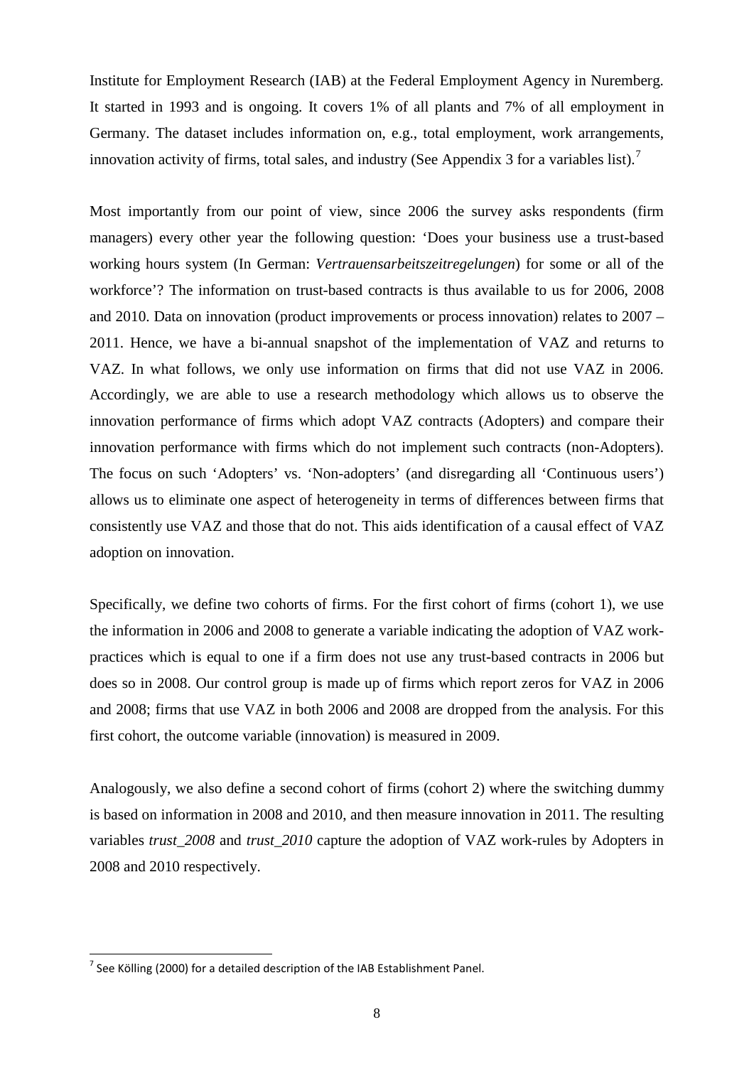Institute for Employment Research (IAB) at the Federal Employment Agency in Nuremberg. It started in 1993 and is ongoing. It covers 1% of all plants and 7% of all employment in Germany. The dataset includes information on, e.g., total employment, work arrangements, innovation activity of firms, total sales, and industry (See Appendix 3 for a variables list).[7]

Most importantly from our point of view, since 2006 the survey asks respondents (firm managers) every other year the following question: 'Does your business use a trust-based working hours system (In German: *Vertrauensarbeitszeitregelungen*) for some or all of the workforce'? The information on trust-based contracts is thus available to us for 2006, 2008 and 2010. Data on innovation (product improvements or process innovation) relates to 2007 – 2011. Hence, we have a bi-annual snapshot of the implementation of VAZ and returns to VAZ. In what follows, we only use information on firms that did not use VAZ in 2006. Accordingly, we are able to use a research methodology which allows us to observe the innovation performance of firms which adopt VAZ contracts (Adopters) and compare their innovation performance with firms which do not implement such contracts (non-Adopters). The focus on such 'Adopters' vs. 'Non-adopters' (and disregarding all 'Continuous users') allows us to eliminate one aspect of heterogeneity in terms of differences between firms that consistently use VAZ and those that do not. This aids identification of a causal effect of VAZ adoption on innovation.

Specifically, we define two cohorts of firms. For the first cohort of firms (cohort 1), we use the information in 2006 and 2008 to generate a variable indicating the adoption of VAZ work-practices which is equal to one if a firm does not use any trust-based contracts in 2006 but does so in 2008. Our control group is made up of firms which report zeros for VAZ in 2006 and 2008; firms that use VAZ in both 2006 and 2008 are dropped from the analysis. For this first cohort, the outcome variable (innovation) is measured in 2009.

Analogously, we also define a second cohort of firms (cohort 2) where the switching dummy is based on information in 2008 and 2010, and then measure innovation in 2011. The resulting variables *trust_2008* and *trust_2010* capture the adoption of VAZ work-rules by Adopters in 2008 and 2010 respectively.

---

[7] See Kölling (2000) for a detailed description of the IAB Establishment Panel.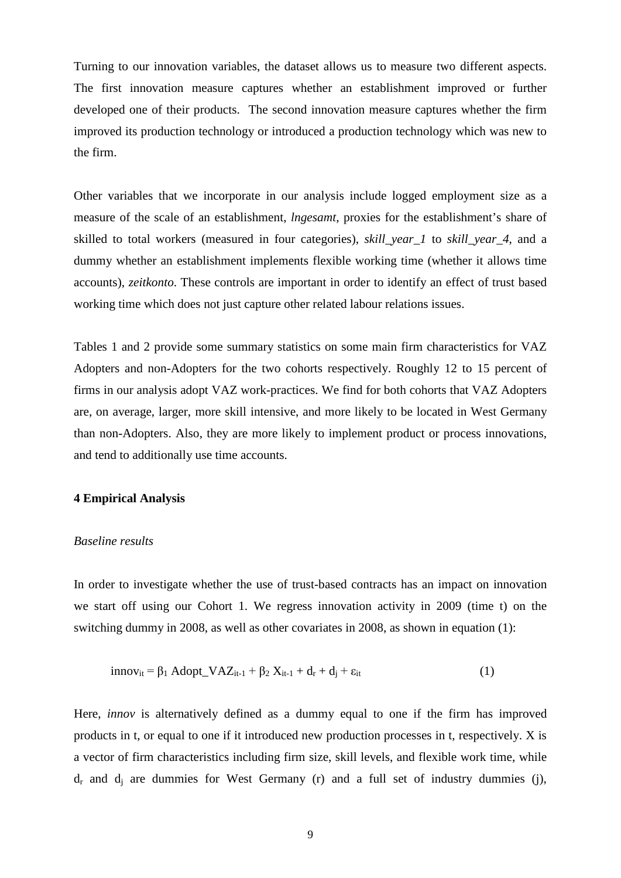Turning to our innovation variables, the dataset allows us to measure two different aspects. The first innovation measure captures whether an establishment improved or further developed one of their products. The second innovation measure captures whether the firm improved its production technology or introduced a production technology which was new to the firm.

Other variables that we incorporate in our analysis include logged employment size as a measure of the scale of an establishment, *lngesamt*, proxies for the establishment's share of skilled to total workers (measured in four categories), *skill_year_1* to *skill_year_4*, and a dummy whether an establishment implements flexible working time (whether it allows time accounts), *zeitkonto*. These controls are important in order to identify an effect of trust based working time which does not just capture other related labour relations issues.

Tables 1 and 2 provide some summary statistics on some main firm characteristics for VAZ Adopters and non-Adopters for the two cohorts respectively. Roughly 12 to 15 percent of firms in our analysis adopt VAZ work-practices. We find for both cohorts that VAZ Adopters are, on average, larger, more skill intensive, and more likely to be located in West Germany than non-Adopters. Also, they are more likely to implement product or process innovations, and tend to additionally use time accounts.

## 4 Empirical Analysis

### *Baseline results*

In order to investigate whether the use of trust-based contracts has an impact on innovation we start off using our Cohort 1. We regress innovation activity in 2009 (time t) on the switching dummy in 2008, as well as other covariates in 2008, as shown in equation (1):

$$\text{innov}_{it} = \beta_1 \text{ Adopt\_VAZ}_{it-1} + \beta_2 X_{it-1} + d_r + d_j + \varepsilon_{it} \qquad (1)$$

Here, *innov* is alternatively defined as a dummy equal to one if the firm has improved products in t, or equal to one if it introduced new production processes in t, respectively. X is a vector of firm characteristics including firm size, skill levels, and flexible work time, while $d_r$ and $d_j$ are dummies for West Germany (r) and a full set of industry dummies (j),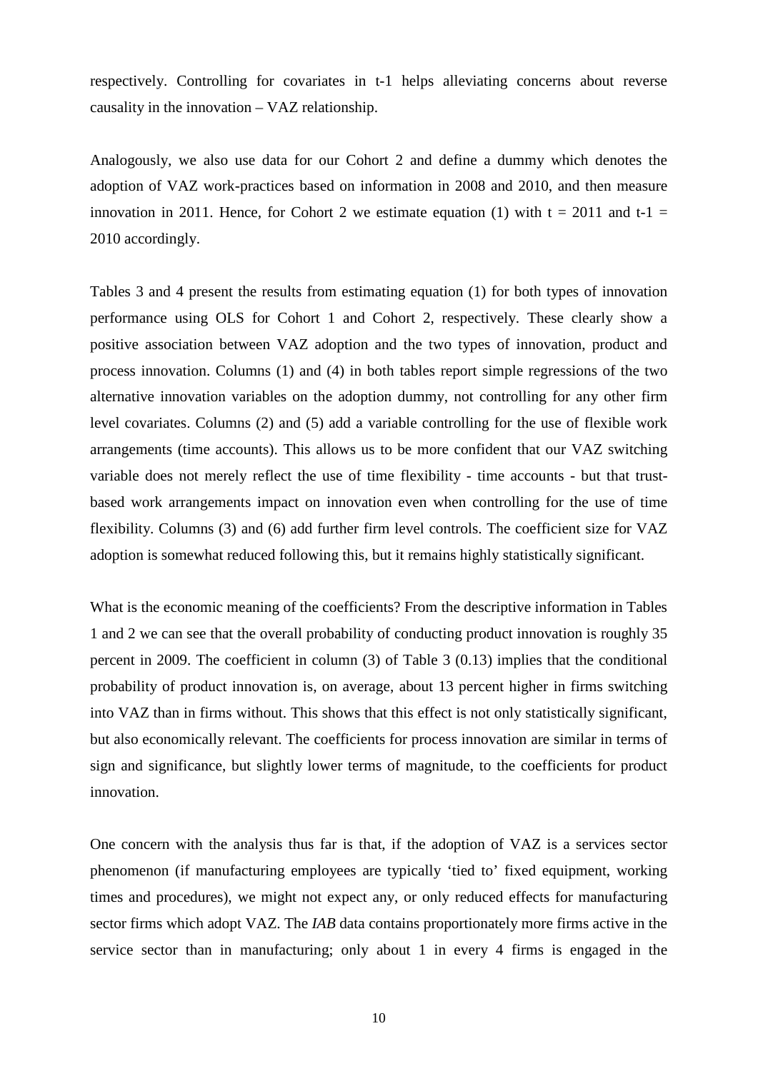respectively. Controlling for covariates in t-1 helps alleviating concerns about reverse causality in the innovation – VAZ relationship.

Analogously, we also use data for our Cohort 2 and define a dummy which denotes the adoption of VAZ work-practices based on information in 2008 and 2010, and then measure innovation in 2011. Hence, for Cohort 2 we estimate equation (1) with $t = 2011$ and $t\text{-}1 = 2010$ accordingly.

Tables 3 and 4 present the results from estimating equation (1) for both types of innovation performance using OLS for Cohort 1 and Cohort 2, respectively. These clearly show a positive association between VAZ adoption and the two types of innovation, product and process innovation. Columns (1) and (4) in both tables report simple regressions of the two alternative innovation variables on the adoption dummy, not controlling for any other firm level covariates. Columns (2) and (5) add a variable controlling for the use of flexible work arrangements (time accounts). This allows us to be more confident that our VAZ switching variable does not merely reflect the use of time flexibility - time accounts - but that trust-based work arrangements impact on innovation even when controlling for the use of time flexibility. Columns (3) and (6) add further firm level controls. The coefficient size for VAZ adoption is somewhat reduced following this, but it remains highly statistically significant.

What is the economic meaning of the coefficients? From the descriptive information in Tables 1 and 2 we can see that the overall probability of conducting product innovation is roughly 35 percent in 2009. The coefficient in column (3) of Table 3 (0.13) implies that the conditional probability of product innovation is, on average, about 13 percent higher in firms switching into VAZ than in firms without. This shows that this effect is not only statistically significant, but also economically relevant. The coefficients for process innovation are similar in terms of sign and significance, but slightly lower terms of magnitude, to the coefficients for product innovation.

One concern with the analysis thus far is that, if the adoption of VAZ is a services sector phenomenon (if manufacturing employees are typically 'tied to' fixed equipment, working times and procedures), we might not expect any, or only reduced effects for manufacturing sector firms which adopt VAZ. The *IAB* data contains proportionately more firms active in the service sector than in manufacturing; only about 1 in every 4 firms is engaged in the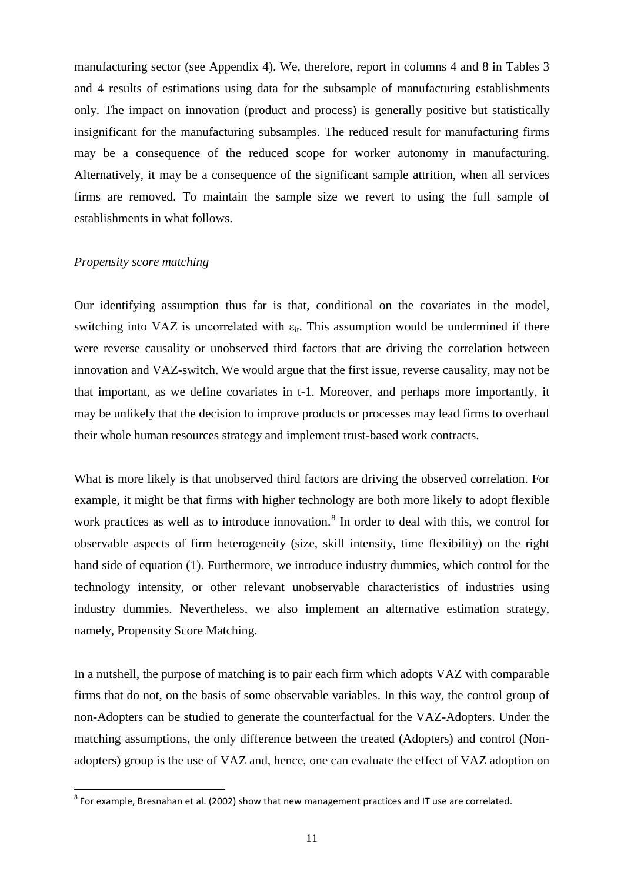manufacturing sector (see Appendix 4). We, therefore, report in columns 4 and 8 in Tables 3 and 4 results of estimations using data for the subsample of manufacturing establishments only. The impact on innovation (product and process) is generally positive but statistically insignificant for the manufacturing subsamples. The reduced result for manufacturing firms may be a consequence of the reduced scope for worker autonomy in manufacturing. Alternatively, it may be a consequence of the significant sample attrition, when all services firms are removed. To maintain the sample size we revert to using the full sample of establishments in what follows.

*Propensity score matching*

Our identifying assumption thus far is that, conditional on the covariates in the model, switching into VAZ is uncorrelated with $\varepsilon_{it}$. This assumption would be undermined if there were reverse causality or unobserved third factors that are driving the correlation between innovation and VAZ-switch. We would argue that the first issue, reverse causality, may not be that important, as we define covariates in t-1. Moreover, and perhaps more importantly, it may be unlikely that the decision to improve products or processes may lead firms to overhaul their whole human resources strategy and implement trust-based work contracts.

What is more likely is that unobserved third factors are driving the observed correlation. For example, it might be that firms with higher technology are both more likely to adopt flexible work practices as well as to introduce innovation.[8] In order to deal with this, we control for observable aspects of firm heterogeneity (size, skill intensity, time flexibility) on the right hand side of equation (1). Furthermore, we introduce industry dummies, which control for the technology intensity, or other relevant unobservable characteristics of industries using industry dummies. Nevertheless, we also implement an alternative estimation strategy, namely, Propensity Score Matching.

In a nutshell, the purpose of matching is to pair each firm which adopts VAZ with comparable firms that do not, on the basis of some observable variables. In this way, the control group of non-Adopters can be studied to generate the counterfactual for the VAZ-Adopters. Under the matching assumptions, the only difference between the treated (Adopters) and control (Non-adopters) group is the use of VAZ and, hence, one can evaluate the effect of VAZ adoption on

[8] For example, Bresnahan et al. (2002) show that new management practices and IT use are correlated.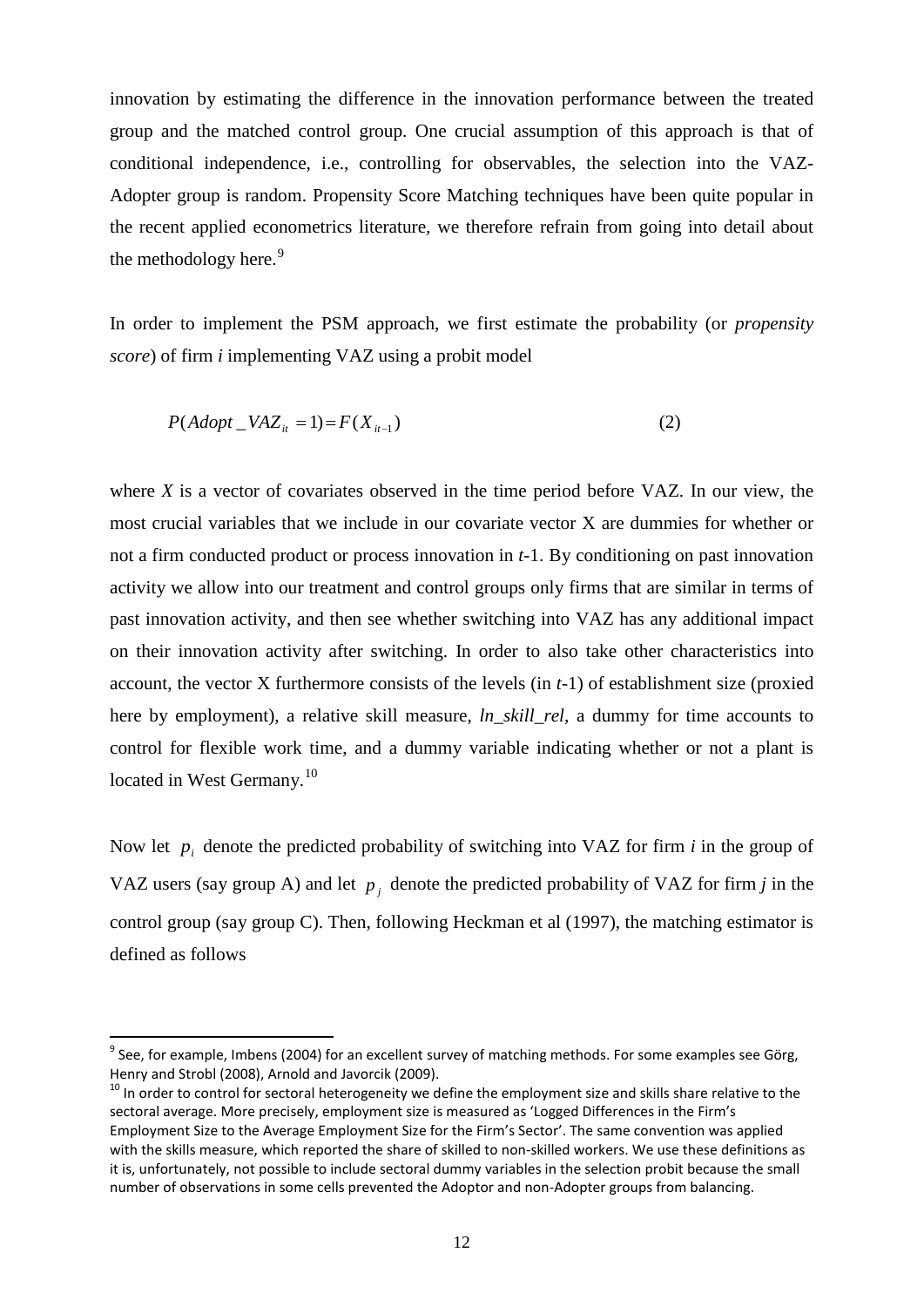innovation by estimating the difference in the innovation performance between the treated group and the matched control group. One crucial assumption of this approach is that of conditional independence, i.e., controlling for observables, the selection into the VAZ-Adopter group is random. Propensity Score Matching techniques have been quite popular in the recent applied econometrics literature, we therefore refrain from going into detail about the methodology here.[9]

In order to implement the PSM approach, we first estimate the probability (or *propensity score*) of firm *i* implementing VAZ using a probit model

$$P(Adopt\_VAZ_{it} = 1) = F(X_{it-1}) \tag{2}$$

where $X$ is a vector of covariates observed in the time period before VAZ. In our view, the most crucial variables that we include in our covariate vector X are dummies for whether or not a firm conducted product or process innovation in *t*-1. By conditioning on past innovation activity we allow into our treatment and control groups only firms that are similar in terms of past innovation activity, and then see whether switching into VAZ has any additional impact on their innovation activity after switching. In order to also take other characteristics into account, the vector X furthermore consists of the levels (in *t*-1) of establishment size (proxied here by employment), a relative skill measure, *ln_skill_rel*, a dummy for time accounts to control for flexible work time, and a dummy variable indicating whether or not a plant is located in West Germany.[10]

Now let $p_i$ denote the predicted probability of switching into VAZ for firm *i* in the group of VAZ users (say group A) and let $p_j$ denote the predicted probability of VAZ for firm *j* in the control group (say group C). Then, following Heckman et al (1997), the matching estimator is defined as follows

---

[9] See, for example, Imbens (2004) for an excellent survey of matching methods. For some examples see Görg, Henry and Strobl (2008), Arnold and Javorcik (2009).

[10] In order to control for sectoral heterogeneity we define the employment size and skills share relative to the sectoral average. More precisely, employment size is measured as 'Logged Differences in the Firm's Employment Size to the Average Employment Size for the Firm's Sector'. The same convention was applied with the skills measure, which reported the share of skilled to non-skilled workers. We use these definitions as it is, unfortunately, not possible to include sectoral dummy variables in the selection probit because the small number of observations in some cells prevented the Adoptor and non-Adopter groups from balancing.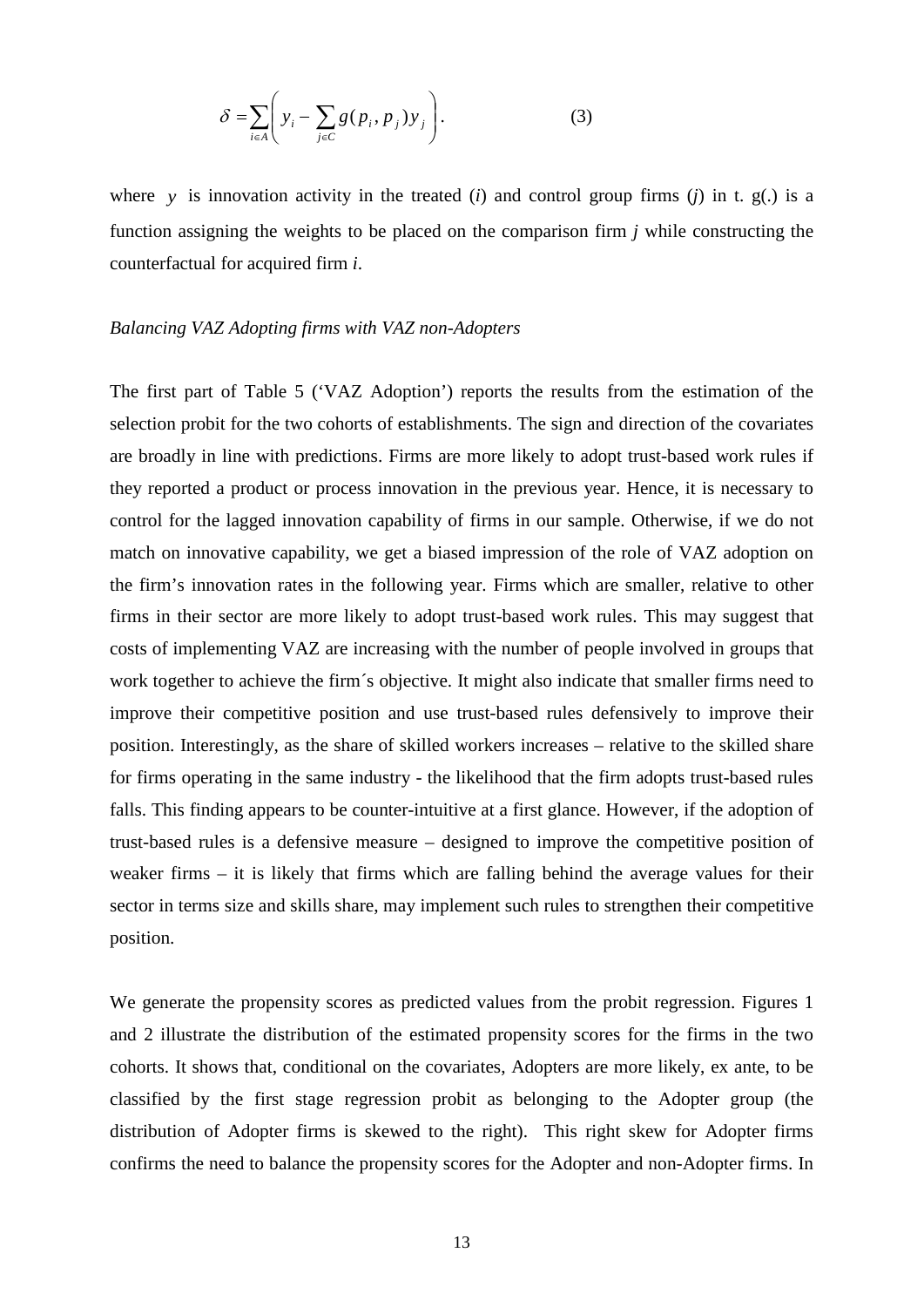$$\delta = \sum_{i \in A} \left( y_i - \sum_{j \in C} g(p_i, p_j) y_j \right). \qquad (3)$$

where $y$ is innovation activity in the treated ($i$) and control group firms ($j$) in t. g(.) is a function assigning the weights to be placed on the comparison firm $j$ while constructing the counterfactual for acquired firm $i$.

*Balancing VAZ Adopting firms with VAZ non-Adopters*

The first part of Table 5 ('VAZ Adoption') reports the results from the estimation of the selection probit for the two cohorts of establishments. The sign and direction of the covariates are broadly in line with predictions. Firms are more likely to adopt trust-based work rules if they reported a product or process innovation in the previous year. Hence, it is necessary to control for the lagged innovation capability of firms in our sample. Otherwise, if we do not match on innovative capability, we get a biased impression of the role of VAZ adoption on the firm's innovation rates in the following year. Firms which are smaller, relative to other firms in their sector are more likely to adopt trust-based work rules. This may suggest that costs of implementing VAZ are increasing with the number of people involved in groups that work together to achieve the firm´s objective. It might also indicate that smaller firms need to improve their competitive position and use trust-based rules defensively to improve their position. Interestingly, as the share of skilled workers increases – relative to the skilled share for firms operating in the same industry - the likelihood that the firm adopts trust-based rules falls. This finding appears to be counter-intuitive at a first glance. However, if the adoption of trust-based rules is a defensive measure – designed to improve the competitive position of weaker firms – it is likely that firms which are falling behind the average values for their sector in terms size and skills share, may implement such rules to strengthen their competitive position.

We generate the propensity scores as predicted values from the probit regression. Figures 1 and 2 illustrate the distribution of the estimated propensity scores for the firms in the two cohorts. It shows that, conditional on the covariates, Adopters are more likely, ex ante, to be classified by the first stage regression probit as belonging to the Adopter group (the distribution of Adopter firms is skewed to the right). This right skew for Adopter firms confirms the need to balance the propensity scores for the Adopter and non-Adopter firms. In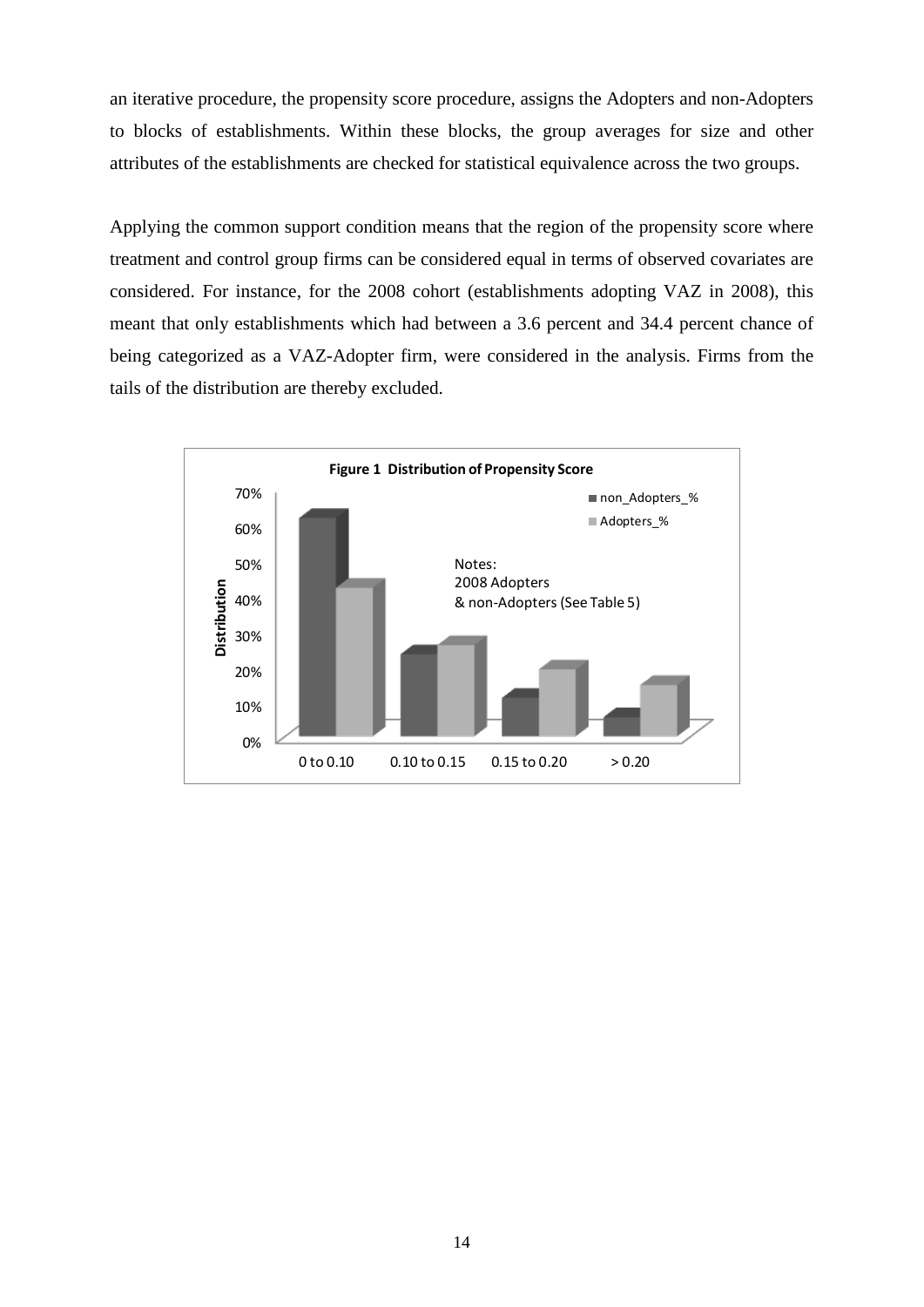an iterative procedure, the propensity score procedure, assigns the Adopters and non-Adopters to blocks of establishments. Within these blocks, the group averages for size and other attributes of the establishments are checked for statistical equivalence across the two groups.

Applying the common support condition means that the region of the propensity score where treatment and control group firms can be considered equal in terms of observed covariates are considered. For instance, for the 2008 cohort (establishments adopting VAZ in 2008), this meant that only establishments which had between a 3.6 percent and 34.4 percent chance of being categorized as a VAZ-Adopter firm, were considered in the analysis. Firms from the tails of the distribution are thereby excluded.

**Figure 1 Distribution of Propensity Score**

Notes: 2008 Adopters & non-Adopters (See Table 5)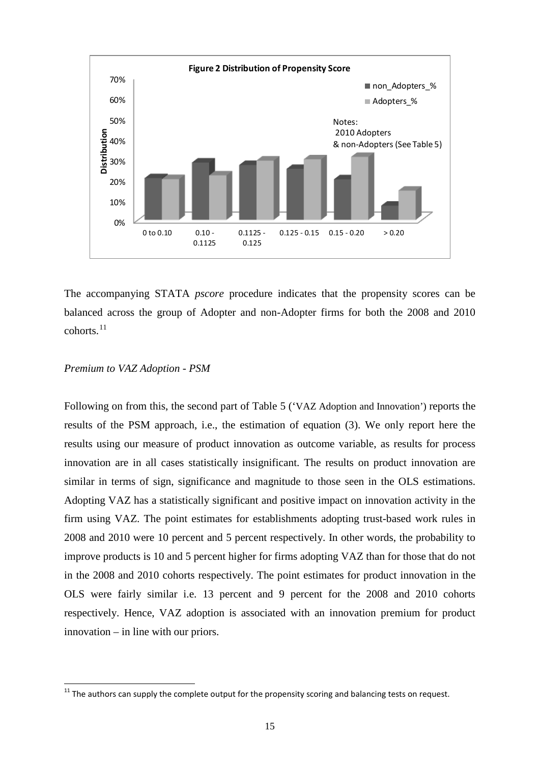**Figure 2 Distribution of Propensity Score**

The accompanying STATA *pscore* procedure indicates that the propensity scores can be balanced across the group of Adopter and non-Adopter firms for both the 2008 and 2010 cohorts.[11]

*Premium to VAZ Adoption - PSM*

Following on from this, the second part of Table 5 ('VAZ Adoption and Innovation') reports the results of the PSM approach, i.e., the estimation of equation (3). We only report here the results using our measure of product innovation as outcome variable, as results for process innovation are in all cases statistically insignificant. The results on product innovation are similar in terms of sign, significance and magnitude to those seen in the OLS estimations. Adopting VAZ has a statistically significant and positive impact on innovation activity in the firm using VAZ. The point estimates for establishments adopting trust-based work rules in 2008 and 2010 were 10 percent and 5 percent respectively. In other words, the probability to improve products is 10 and 5 percent higher for firms adopting VAZ than for those that do not in the 2008 and 2010 cohorts respectively. The point estimates for product innovation in the OLS were fairly similar i.e. 13 percent and 9 percent for the 2008 and 2010 cohorts respectively. Hence, VAZ adoption is associated with an innovation premium for product innovation – in line with our priors.

[11] The authors can supply the complete output for the propensity scoring and balancing tests on request.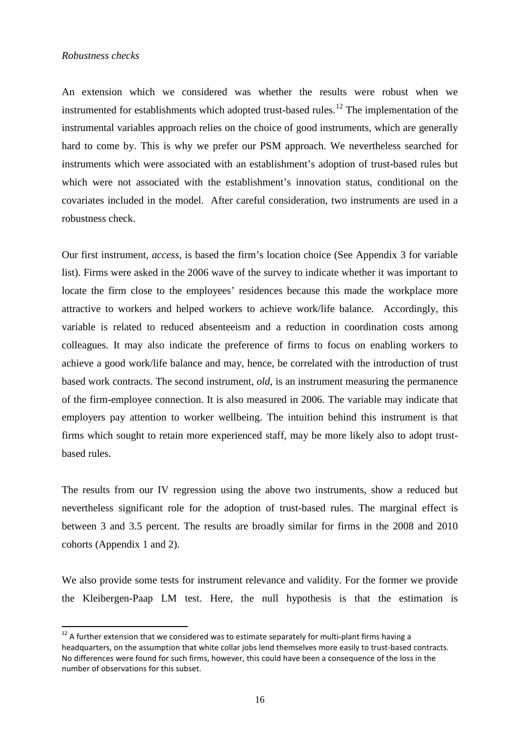*Robustness checks*

An extension which we considered was whether the results were robust when we instrumented for establishments which adopted trust-based rules.[12] The implementation of the instrumental variables approach relies on the choice of good instruments, which are generally hard to come by. This is why we prefer our PSM approach. We nevertheless searched for instruments which were associated with an establishment's adoption of trust-based rules but which were not associated with the establishment's innovation status, conditional on the covariates included in the model. After careful consideration, two instruments are used in a robustness check.

Our first instrument, *access*, is based the firm's location choice (See Appendix 3 for variable list). Firms were asked in the 2006 wave of the survey to indicate whether it was important to locate the firm close to the employees' residences because this made the workplace more attractive to workers and helped workers to achieve work/life balance. Accordingly, this variable is related to reduced absenteeism and a reduction in coordination costs among colleagues. It may also indicate the preference of firms to focus on enabling workers to achieve a good work/life balance and may, hence, be correlated with the introduction of trust based work contracts. The second instrument, *old*, is an instrument measuring the permanence of the firm-employee connection. It is also measured in 2006. The variable may indicate that employers pay attention to worker wellbeing. The intuition behind this instrument is that firms which sought to retain more experienced staff, may be more likely also to adopt trust-based rules.

The results from our IV regression using the above two instruments, show a reduced but nevertheless significant role for the adoption of trust-based rules. The marginal effect is between 3 and 3.5 percent. The results are broadly similar for firms in the 2008 and 2010 cohorts (Appendix 1 and 2).

We also provide some tests for instrument relevance and validity. For the former we provide the Kleibergen-Paap LM test. Here, the null hypothesis is that the estimation is

[12] A further extension that we considered was to estimate separately for multi-plant firms having a headquarters, on the assumption that white collar jobs lend themselves more easily to trust-based contracts. No differences were found for such firms, however, this could have been a consequence of the loss in the number of observations for this subset.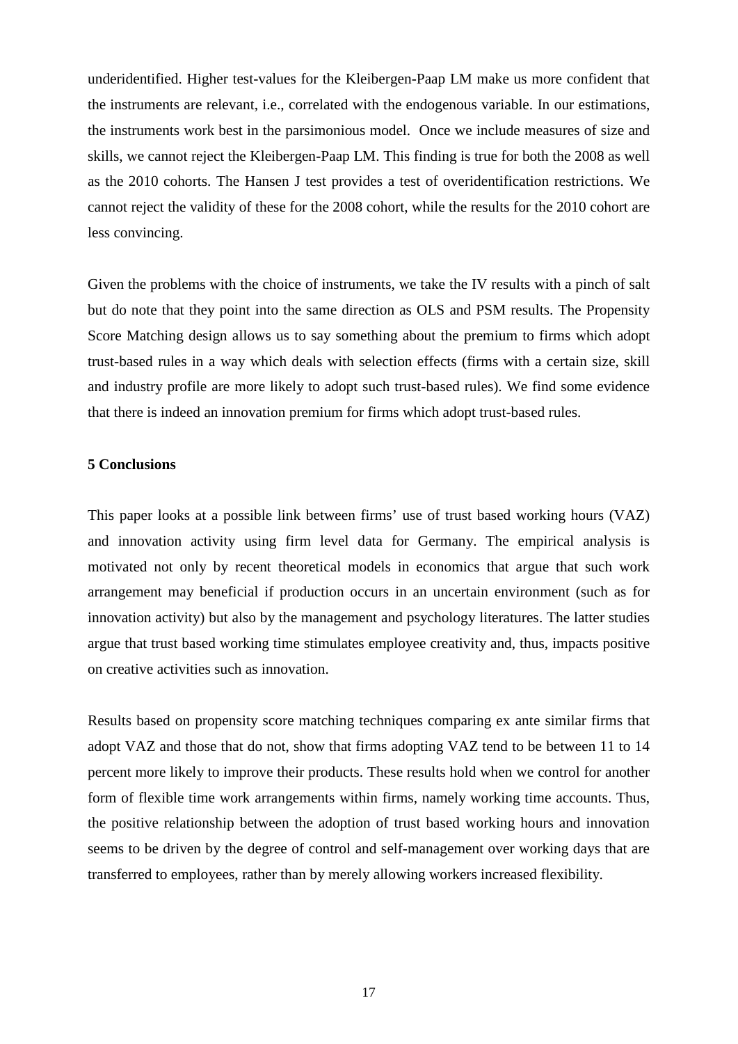underidentified. Higher test-values for the Kleibergen-Paap LM make us more confident that the instruments are relevant, i.e., correlated with the endogenous variable. In our estimations, the instruments work best in the parsimonious model. Once we include measures of size and skills, we cannot reject the Kleibergen-Paap LM. This finding is true for both the 2008 as well as the 2010 cohorts. The Hansen J test provides a test of overidentification restrictions. We cannot reject the validity of these for the 2008 cohort, while the results for the 2010 cohort are less convincing.

Given the problems with the choice of instruments, we take the IV results with a pinch of salt but do note that they point into the same direction as OLS and PSM results. The Propensity Score Matching design allows us to say something about the premium to firms which adopt trust-based rules in a way which deals with selection effects (firms with a certain size, skill and industry profile are more likely to adopt such trust-based rules). We find some evidence that there is indeed an innovation premium for firms which adopt trust-based rules.

## 5 Conclusions

This paper looks at a possible link between firms' use of trust based working hours (VAZ) and innovation activity using firm level data for Germany. The empirical analysis is motivated not only by recent theoretical models in economics that argue that such work arrangement may beneficial if production occurs in an uncertain environment (such as for innovation activity) but also by the management and psychology literatures. The latter studies argue that trust based working time stimulates employee creativity and, thus, impacts positive on creative activities such as innovation.

Results based on propensity score matching techniques comparing ex ante similar firms that adopt VAZ and those that do not, show that firms adopting VAZ tend to be between 11 to 14 percent more likely to improve their products. These results hold when we control for another form of flexible time work arrangements within firms, namely working time accounts. Thus, the positive relationship between the adoption of trust based working hours and innovation seems to be driven by the degree of control and self-management over working days that are transferred to employees, rather than by merely allowing workers increased flexibility.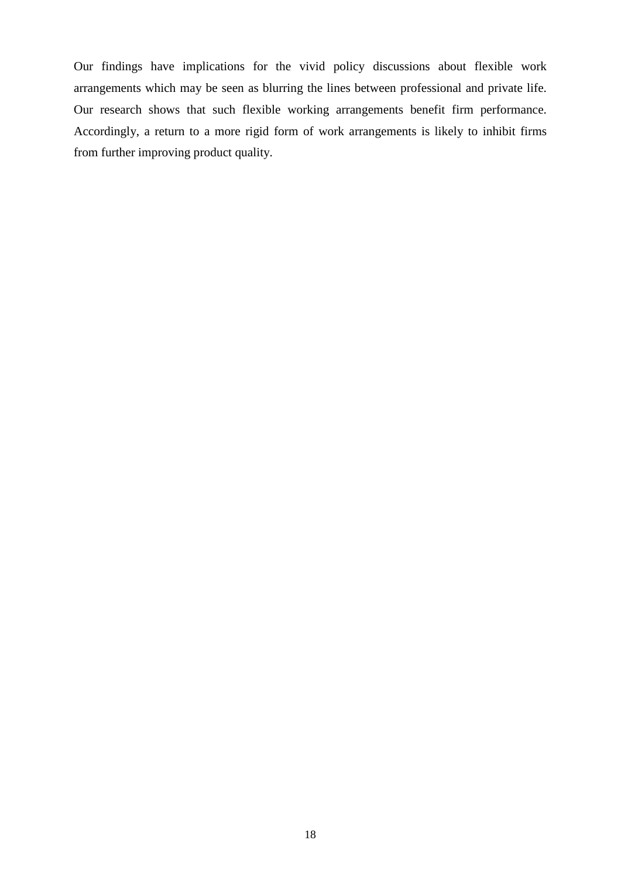Our findings have implications for the vivid policy discussions about flexible work arrangements which may be seen as blurring the lines between professional and private life. Our research shows that such flexible working arrangements benefit firm performance. Accordingly, a return to a more rigid form of work arrangements is likely to inhibit firms from further improving product quality.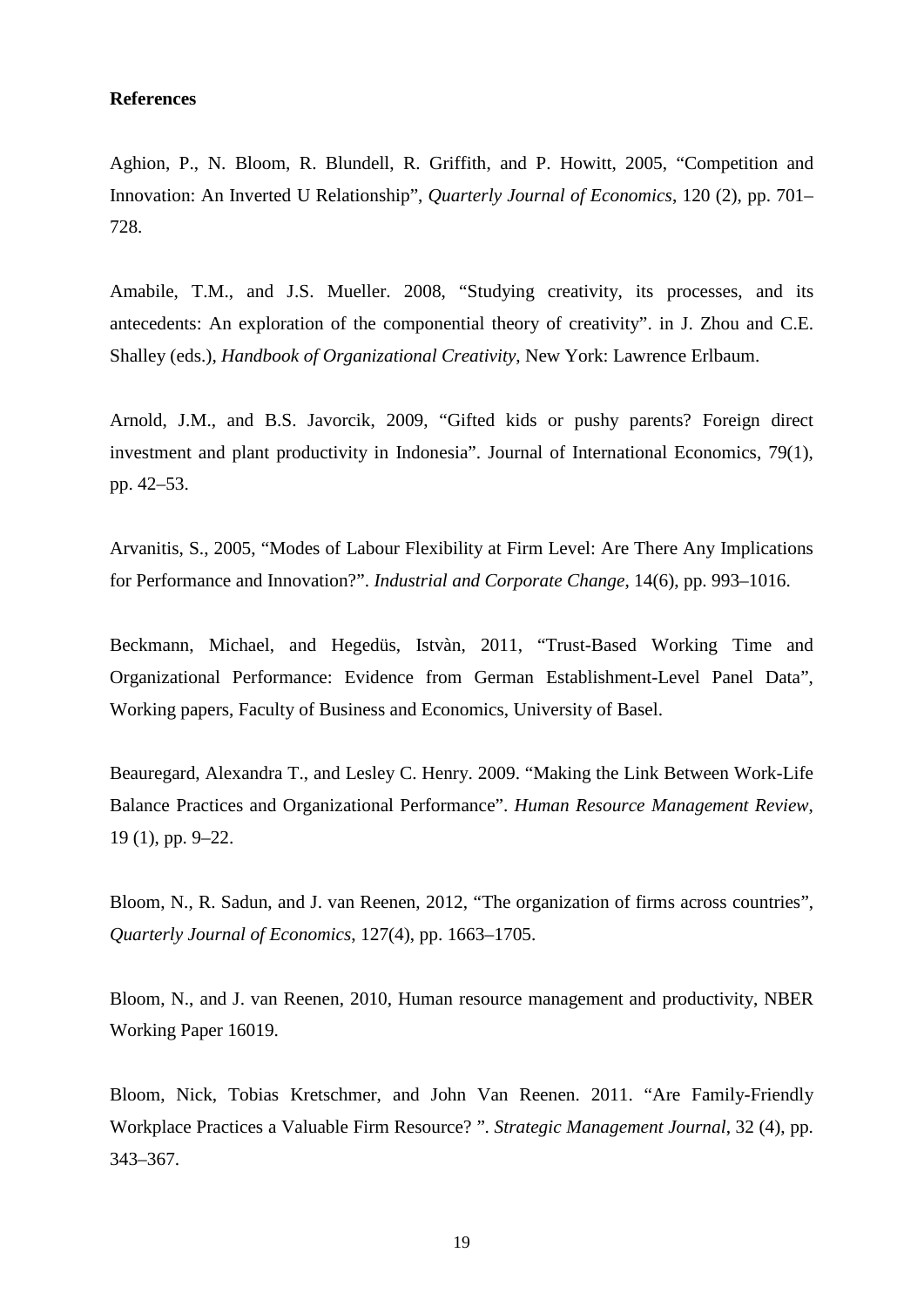**References**

Aghion, P., N. Bloom, R. Blundell, R. Griffith, and P. Howitt, 2005, "Competition and Innovation: An Inverted U Relationship", *Quarterly Journal of Economics*, 120 (2), pp. 701–728.

Amabile, T.M., and J.S. Mueller. 2008, "Studying creativity, its processes, and its antecedents: An exploration of the componential theory of creativity". in J. Zhou and C.E. Shalley (eds.), *Handbook of Organizational Creativity*, New York: Lawrence Erlbaum.

Arnold, J.M., and B.S. Javorcik, 2009, "Gifted kids or pushy parents? Foreign direct investment and plant productivity in Indonesia". Journal of International Economics, 79(1), pp. 42–53.

Arvanitis, S., 2005, "Modes of Labour Flexibility at Firm Level: Are There Any Implications for Performance and Innovation?". *Industrial and Corporate Change*, 14(6), pp. 993–1016.

Beckmann, Michael, and Hegedüs, Istvàn, 2011, "Trust-Based Working Time and Organizational Performance: Evidence from German Establishment-Level Panel Data", Working papers, Faculty of Business and Economics, University of Basel.

Beauregard, Alexandra T., and Lesley C. Henry. 2009. "Making the Link Between Work-Life Balance Practices and Organizational Performance". *Human Resource Management Review*, 19 (1), pp. 9–22.

Bloom, N., R. Sadun, and J. van Reenen, 2012, "The organization of firms across countries", *Quarterly Journal of Economics*, 127(4), pp. 1663–1705.

Bloom, N., and J. van Reenen, 2010, Human resource management and productivity, NBER Working Paper 16019.

Bloom, Nick, Tobias Kretschmer, and John Van Reenen. 2011. "Are Family-Friendly Workplace Practices a Valuable Firm Resource? ". *Strategic Management Journal*, 32 (4), pp. 343–367.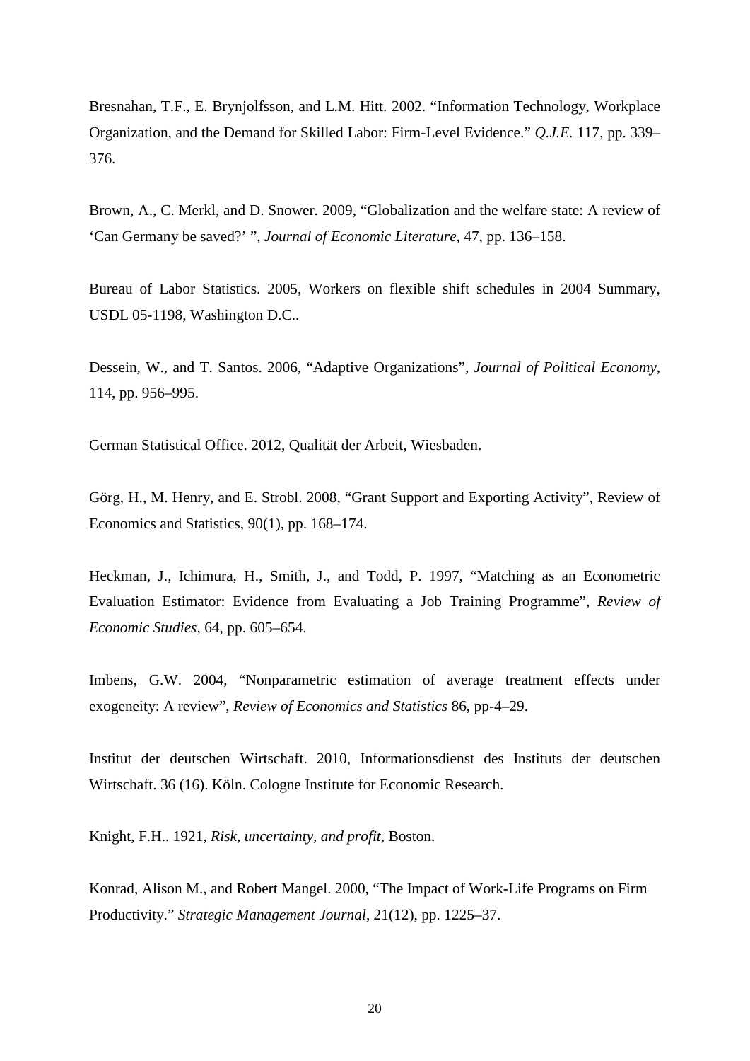Bresnahan, T.F., E. Brynjolfsson, and L.M. Hitt. 2002. "Information Technology, Workplace Organization, and the Demand for Skilled Labor: Firm-Level Evidence." *Q.J.E.* 117, pp. 339–376.

Brown, A., C. Merkl, and D. Snower. 2009, "Globalization and the welfare state: A review of 'Can Germany be saved?' ", *Journal of Economic Literature*, 47, pp. 136–158.

Bureau of Labor Statistics. 2005, Workers on flexible shift schedules in 2004 Summary, USDL 05-1198, Washington D.C..

Dessein, W., and T. Santos. 2006, "Adaptive Organizations", *Journal of Political Economy*, 114, pp. 956–995.

German Statistical Office. 2012, Qualität der Arbeit, Wiesbaden.

Görg, H., M. Henry, and E. Strobl. 2008, "Grant Support and Exporting Activity", Review of Economics and Statistics, 90(1), pp. 168–174.

Heckman, J., Ichimura, H., Smith, J., and Todd, P. 1997, "Matching as an Econometric Evaluation Estimator: Evidence from Evaluating a Job Training Programme", *Review of Economic Studies*, 64, pp. 605–654.

Imbens, G.W. 2004, "Nonparametric estimation of average treatment effects under exogeneity: A review", *Review of Economics and Statistics* 86, pp-4–29.

Institut der deutschen Wirtschaft. 2010, Informationsdienst des Instituts der deutschen Wirtschaft. 36 (16). Köln. Cologne Institute for Economic Research.

Knight, F.H.. 1921, *Risk, uncertainty, and profit*, Boston.

Konrad, Alison M., and Robert Mangel. 2000, "The Impact of Work-Life Programs on Firm Productivity." *Strategic Management Journal*, 21(12), pp. 1225–37.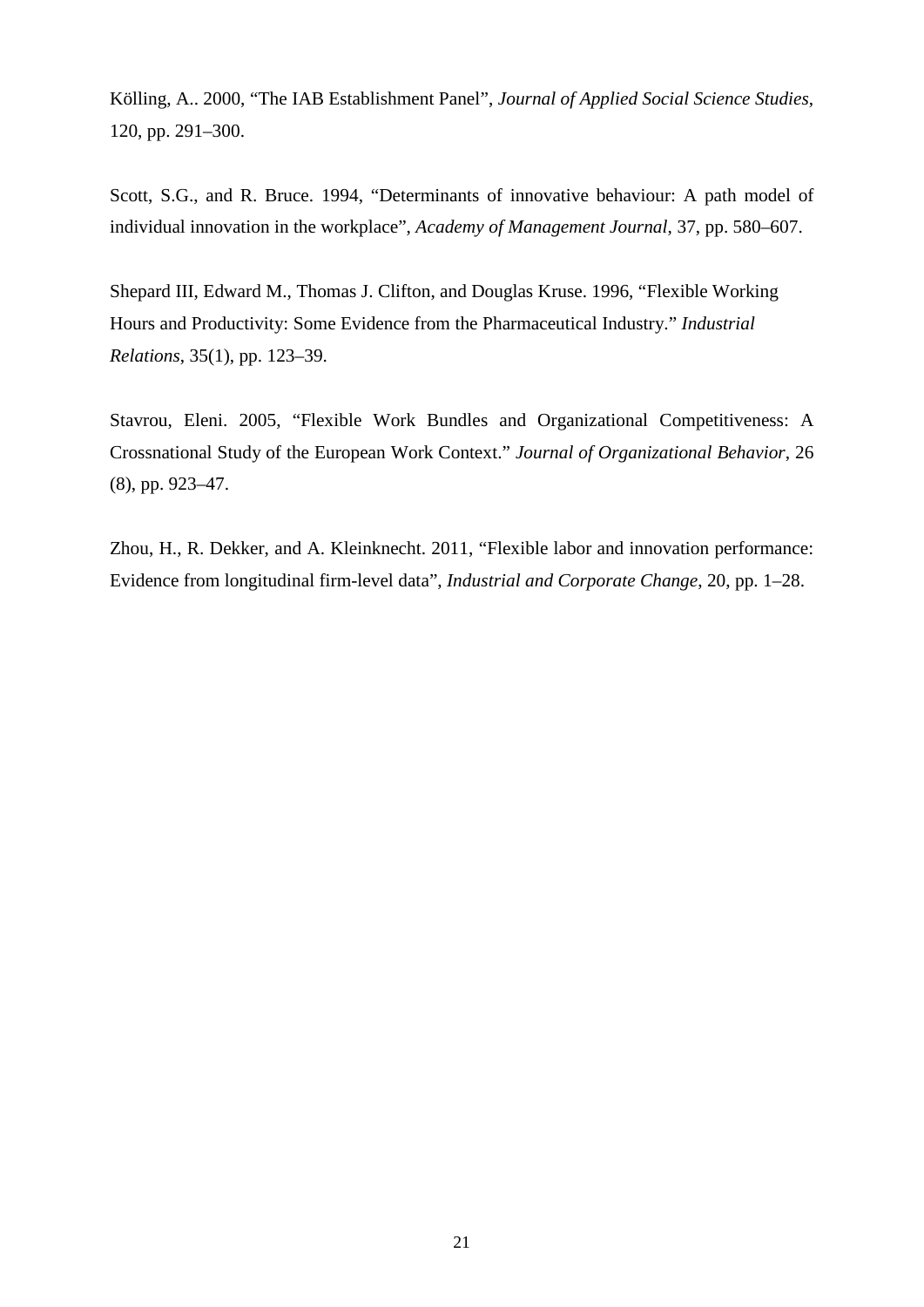Kölling, A.. 2000, "The IAB Establishment Panel", *Journal of Applied Social Science Studies*, 120, pp. 291–300.

Scott, S.G., and R. Bruce. 1994, "Determinants of innovative behaviour: A path model of individual innovation in the workplace", *Academy of Management Journal*, 37, pp. 580–607.

Shepard III, Edward M., Thomas J. Clifton, and Douglas Kruse. 1996, "Flexible Working Hours and Productivity: Some Evidence from the Pharmaceutical Industry." *Industrial Relations*, 35(1), pp. 123–39.

Stavrou, Eleni. 2005, "Flexible Work Bundles and Organizational Competitiveness: A Crossnational Study of the European Work Context." *Journal of Organizational Behavior*, 26 (8), pp. 923–47.

Zhou, H., R. Dekker, and A. Kleinknecht. 2011, "Flexible labor and innovation performance: Evidence from longitudinal firm-level data", *Industrial and Corporate Change*, 20, pp. 1–28.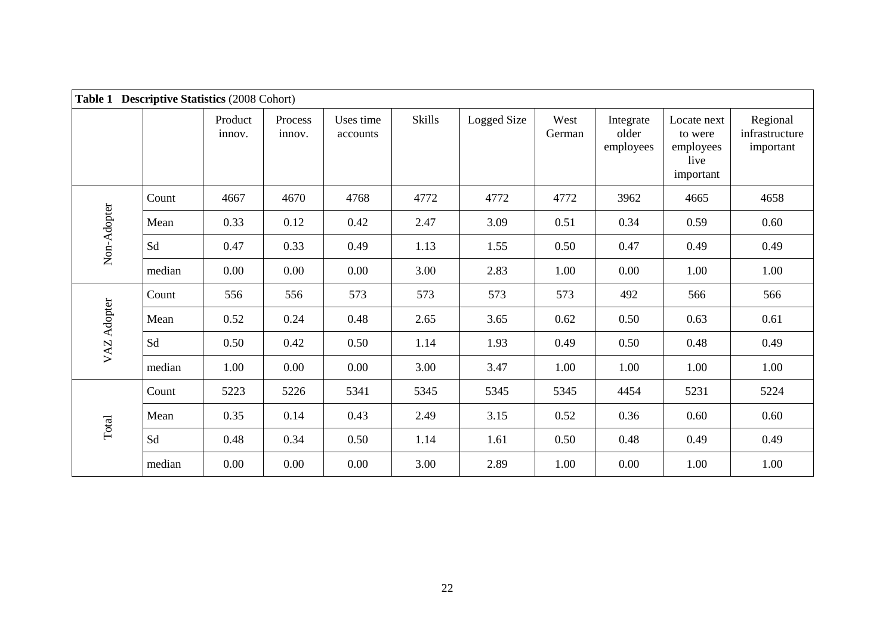**Table 1 Descriptive Statistics** (2008 Cohort)

| | | Product innov. | Process innov. | Uses time accounts | Skills | Logged Size | West German | Integrate older employees | Locate next to were employees live important | Regional infrastructure important |
|---|---|---|---|---|---|---|---|---|---|---|
| Non-Adopter | Count | 4667 | 4670 | 4768 | 4772 | 4772 | 4772 | 3962 | 4665 | 4658 |
| | Mean | 0.33 | 0.12 | 0.42 | 2.47 | 3.09 | 0.51 | 0.34 | 0.59 | 0.60 |
| | Sd | 0.47 | 0.33 | 0.49 | 1.13 | 1.55 | 0.50 | 0.47 | 0.49 | 0.49 |
| | median | 0.00 | 0.00 | 0.00 | 3.00 | 2.83 | 1.00 | 0.00 | 1.00 | 1.00 |
| VAZ Adopter | Count | 556 | 556 | 573 | 573 | 573 | 573 | 492 | 566 | 566 |
| | Mean | 0.52 | 0.24 | 0.48 | 2.65 | 3.65 | 0.62 | 0.50 | 0.63 | 0.61 |
| | Sd | 0.50 | 0.42 | 0.50 | 1.14 | 1.93 | 0.49 | 0.50 | 0.48 | 0.49 |
| | median | 1.00 | 0.00 | 0.00 | 3.00 | 3.47 | 1.00 | 1.00 | 1.00 | 1.00 |
| Total | Count | 5223 | 5226 | 5341 | 5345 | 5345 | 5345 | 4454 | 5231 | 5224 |
| | Mean | 0.35 | 0.14 | 0.43 | 2.49 | 3.15 | 0.52 | 0.36 | 0.60 | 0.60 |
| | Sd | 0.48 | 0.34 | 0.50 | 1.14 | 1.61 | 0.50 | 0.48 | 0.49 | 0.49 |
| | median | 0.00 | 0.00 | 0.00 | 3.00 | 2.89 | 1.00 | 0.00 | 1.00 | 1.00 |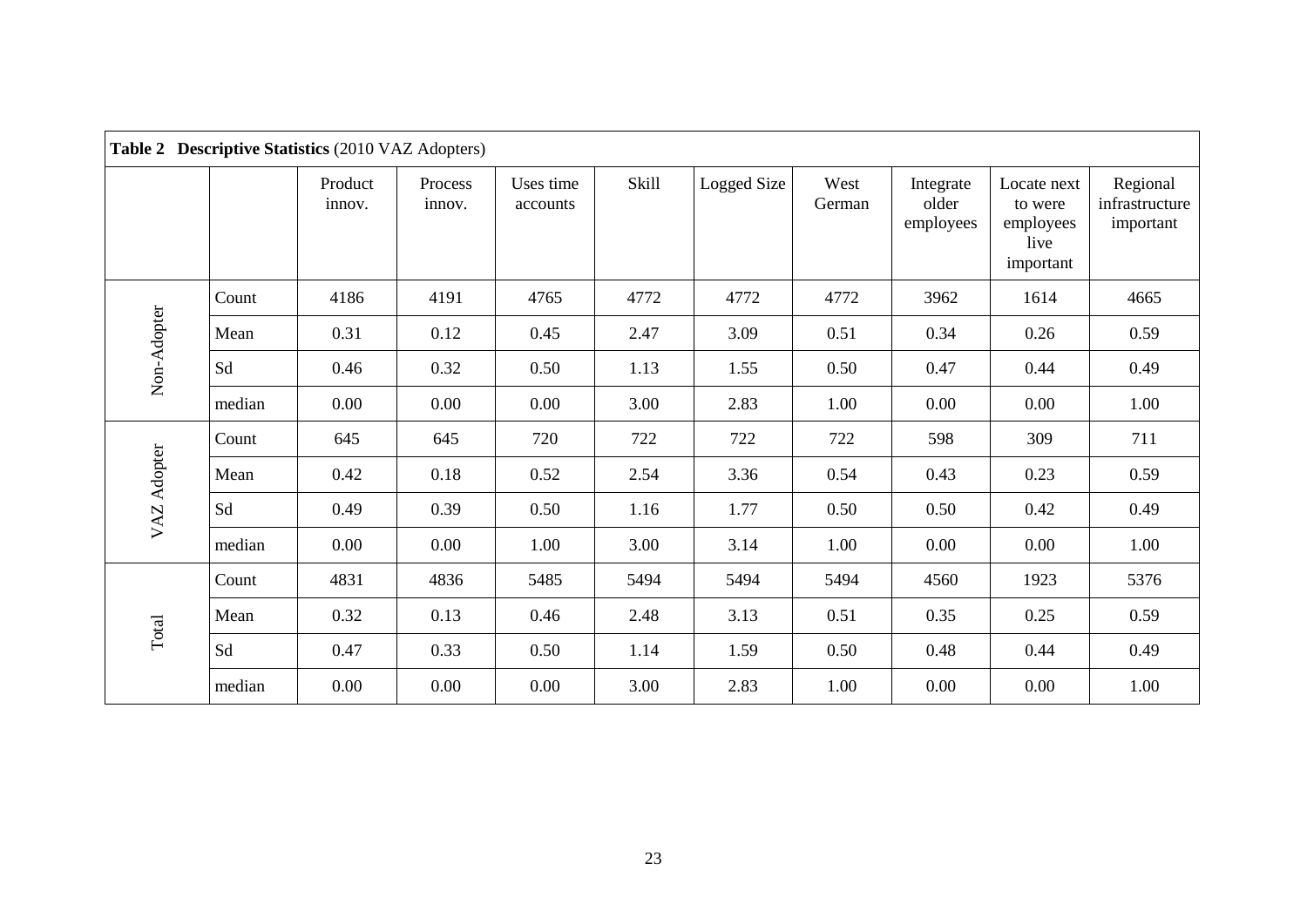**Table 2 Descriptive Statistics** (2010 VAZ Adopters)

| | | Product innov. | Process innov. | Uses time accounts | Skill | Logged Size | West German | Integrate older employees | Locate next to were employees live important | Regional infrastructure important |
|---|---|---|---|---|---|---|---|---|---|---|
| Non-Adopter | Count | 4186 | 4191 | 4765 | 4772 | 4772 | 4772 | 3962 | 1614 | 4665 |
| | Mean | 0.31 | 0.12 | 0.45 | 2.47 | 3.09 | 0.51 | 0.34 | 0.26 | 0.59 |
| | Sd | 0.46 | 0.32 | 0.50 | 1.13 | 1.55 | 0.50 | 0.47 | 0.44 | 0.49 |
| | median | 0.00 | 0.00 | 0.00 | 3.00 | 2.83 | 1.00 | 0.00 | 0.00 | 1.00 |
| VAZ Adopter | Count | 645 | 645 | 720 | 722 | 722 | 722 | 598 | 309 | 711 |
| | Mean | 0.42 | 0.18 | 0.52 | 2.54 | 3.36 | 0.54 | 0.43 | 0.23 | 0.59 |
| | Sd | 0.49 | 0.39 | 0.50 | 1.16 | 1.77 | 0.50 | 0.50 | 0.42 | 0.49 |
| | median | 0.00 | 0.00 | 1.00 | 3.00 | 3.14 | 1.00 | 0.00 | 0.00 | 1.00 |
| Total | Count | 4831 | 4836 | 5485 | 5494 | 5494 | 5494 | 4560 | 1923 | 5376 |
| | Mean | 0.32 | 0.13 | 0.46 | 2.48 | 3.13 | 0.51 | 0.35 | 0.25 | 0.59 |
| | Sd | 0.47 | 0.33 | 0.50 | 1.14 | 1.59 | 0.50 | 0.48 | 0.44 | 0.49 |
| | median | 0.00 | 0.00 | 0.00 | 3.00 | 2.83 | 1.00 | 0.00 | 0.00 | 1.00 |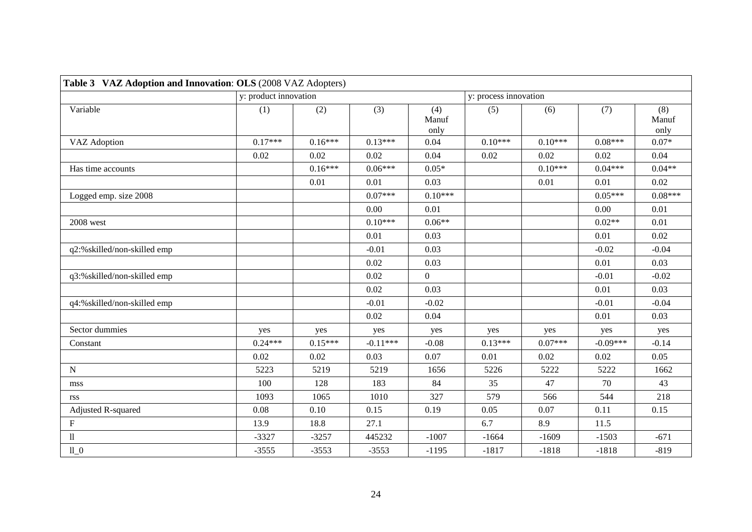| **Table 3 VAZ Adoption and Innovation**: **OLS** (2008 VAZ Adopters) | | | | | | | | |
|---|---|---|---|---|---|---|---|---|
| | y: product innovation | | | | y: process innovation | | | |
| Variable | (1) | (2) | (3) | (4) Manuf only | (5) | (6) | (7) | (8) Manuf only |
| VAZ Adoption | 0.17*** | 0.16*** | 0.13*** | 0.04 | 0.10*** | 0.10*** | 0.08*** | 0.07* |
| | 0.02 | 0.02 | 0.02 | 0.04 | 0.02 | 0.02 | 0.02 | 0.04 |
| Has time accounts | | 0.16*** | 0.06*** | 0.05* | | 0.10*** | 0.04*** | 0.04** |
| | | 0.01 | 0.01 | 0.03 | | 0.01 | 0.01 | 0.02 |
| Logged emp. size 2008 | | | 0.07*** | 0.10*** | | | 0.05*** | 0.08*** |
| | | | 0.00 | 0.01 | | | 0.00 | 0.01 |
| 2008 west | | | 0.10*** | 0.06** | | | 0.02** | 0.01 |
| | | | 0.01 | 0.03 | | | 0.01 | 0.02 |
| q2:%skilled/non-skilled emp | | | -0.01 | 0.03 | | | -0.02 | -0.04 |
| | | | 0.02 | 0.03 | | | 0.01 | 0.03 |
| q3:%skilled/non-skilled emp | | | 0.02 | 0 | | | -0.01 | -0.02 |
| | | | 0.02 | 0.03 | | | 0.01 | 0.03 |
| q4:%skilled/non-skilled emp | | | -0.01 | -0.02 | | | -0.01 | -0.04 |
| | | | 0.02 | 0.04 | | | 0.01 | 0.03 |
| Sector dummies | yes | yes | yes | yes | yes | yes | yes | yes |
| Constant | 0.24*** | 0.15*** | -0.11*** | -0.08 | 0.13*** | 0.07*** | -0.09*** | -0.14 |
| | 0.02 | 0.02 | 0.03 | 0.07 | 0.01 | 0.02 | 0.02 | 0.05 |
| N | 5223 | 5219 | 5219 | 1656 | 5226 | 5222 | 5222 | 1662 |
| mss | 100 | 128 | 183 | 84 | 35 | 47 | 70 | 43 |
| rss | 1093 | 1065 | 1010 | 327 | 579 | 566 | 544 | 218 |
| Adjusted R-squared | 0.08 | 0.10 | 0.15 | 0.19 | 0.05 | 0.07 | 0.11 | 0.15 |
| F | 13.9 | 18.8 | 27.1 | | 6.7 | 8.9 | 11.5 | |
| ll | -3327 | -3257 | 445232 | -1007 | -1664 | -1609 | -1503 | -671 |
| ll_0 | -3555 | -3553 | -3553 | -1195 | -1817 | -1818 | -1818 | -819 |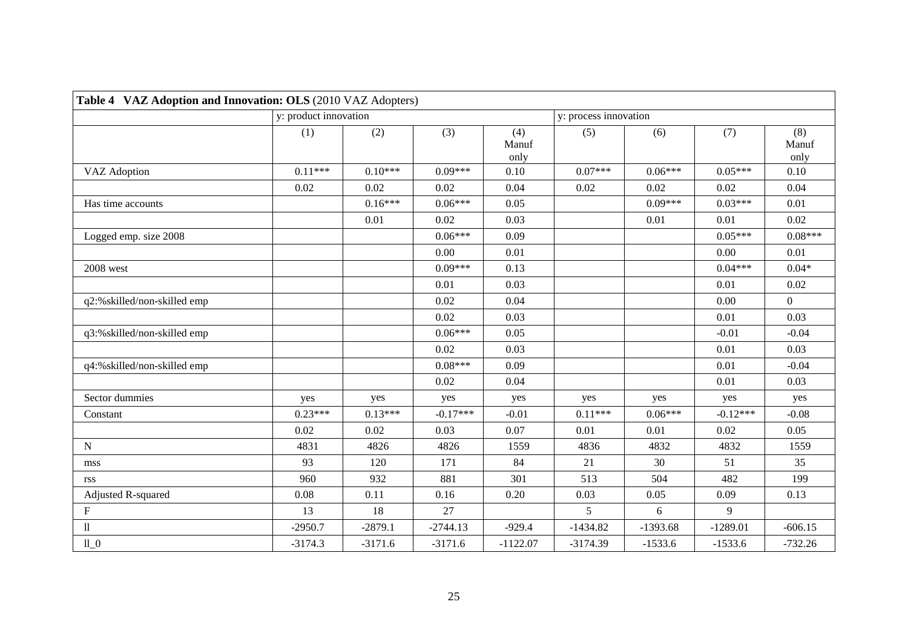**Table 4 VAZ Adoption and Innovation: OLS** (2010 VAZ Adopters)

| | y: product innovation | | | | y: process innovation | | | |
|---|---|---|---|---|---|---|---|---|
| | (1) | (2) | (3) | (4) Manuf only | (5) | (6) | (7) | (8) Manuf only |
| VAZ Adoption | 0.11*** | 0.10*** | 0.09*** | 0.10 | 0.07*** | 0.06*** | 0.05*** | 0.10 |
| | 0.02 | 0.02 | 0.02 | 0.04 | 0.02 | 0.02 | 0.02 | 0.04 |
| Has time accounts | | 0.16*** | 0.06*** | 0.05 | | 0.09*** | 0.03*** | 0.01 |
| | | 0.01 | 0.02 | 0.03 | | 0.01 | 0.01 | 0.02 |
| Logged emp. size 2008 | | | 0.06*** | 0.09 | | | 0.05*** | 0.08*** |
| | | | 0.00 | 0.01 | | | 0.00 | 0.01 |
| 2008 west | | | 0.09*** | 0.13 | | | 0.04*** | 0.04* |
| | | | 0.01 | 0.03 | | | 0.01 | 0.02 |
| q2:%skilled/non-skilled emp | | | 0.02 | 0.04 | | | 0.00 | 0 |
| | | | 0.02 | 0.03 | | | 0.01 | 0.03 |
| q3:%skilled/non-skilled emp | | | 0.06*** | 0.05 | | | -0.01 | -0.04 |
| | | | 0.02 | 0.03 | | | 0.01 | 0.03 |
| q4:%skilled/non-skilled emp | | | 0.08*** | 0.09 | | | 0.01 | -0.04 |
| | | | 0.02 | 0.04 | | | 0.01 | 0.03 |
| Sector dummies | yes | yes | yes | yes | yes | yes | yes | yes |
| Constant | 0.23*** | 0.13*** | -0.17*** | -0.01 | 0.11*** | 0.06*** | -0.12*** | -0.08 |
| | 0.02 | 0.02 | 0.03 | 0.07 | 0.01 | 0.01 | 0.02 | 0.05 |
| N | 4831 | 4826 | 4826 | 1559 | 4836 | 4832 | 4832 | 1559 |
| mss | 93 | 120 | 171 | 84 | 21 | 30 | 51 | 35 |
| rss | 960 | 932 | 881 | 301 | 513 | 504 | 482 | 199 |
| Adjusted R-squared | 0.08 | 0.11 | 0.16 | 0.20 | 0.03 | 0.05 | 0.09 | 0.13 |
| F | 13 | 18 | 27 | | 5 | 6 | 9 | |
| ll | -2950.7 | -2879.1 | -2744.13 | -929.4 | -1434.82 | -1393.68 | -1289.01 | -606.15 |
| ll_0 | -3174.3 | -3171.6 | -3171.6 | -1122.07 | -3174.39 | -1533.6 | -1533.6 | -732.26 |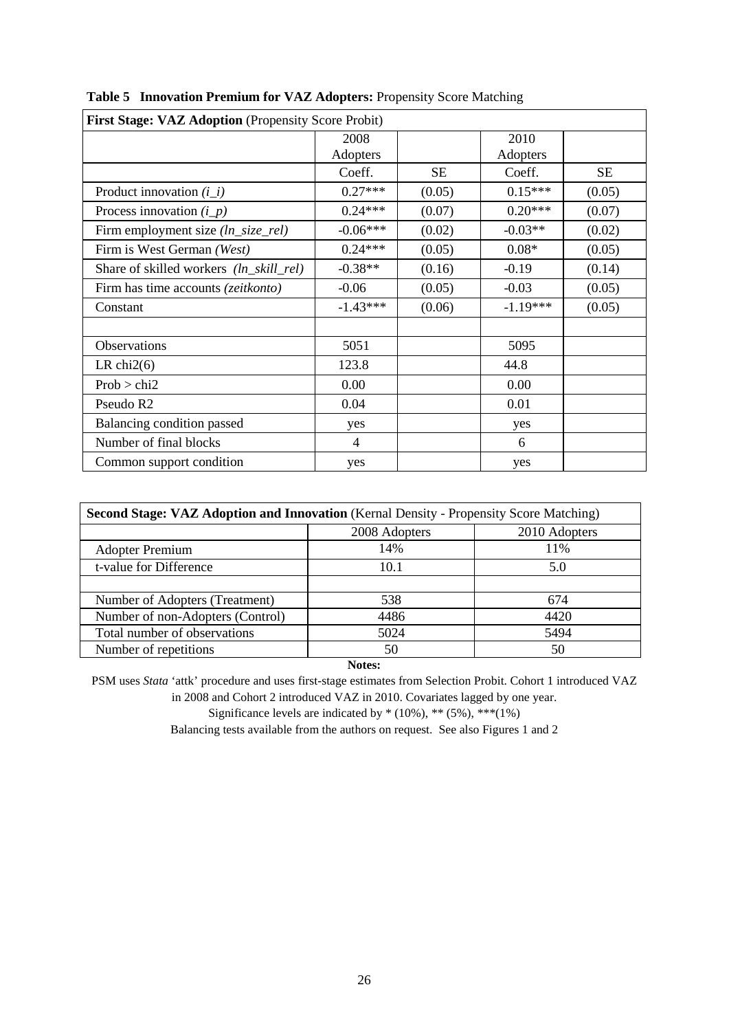**Table 5 Innovation Premium for VAZ Adopters:** Propensity Score Matching

| **First Stage: VAZ Adoption** (Propensity Score Probit) | | | | |
|---|---|---|---|---|
| | 2008 Adopters | | 2010 Adopters | |
| | Coeff. | SE | Coeff. | SE |
| Product innovation *(i_i)* | 0.27*** | (0.05) | 0.15*** | (0.05) |
| Process innovation *(i_p)* | 0.24*** | (0.07) | 0.20*** | (0.07) |
| Firm employment size *(ln_size_rel)* | -0.06*** | (0.02) | -0.03** | (0.02) |
| Firm is West German *(West)* | 0.24*** | (0.05) | 0.08* | (0.05) |
| Share of skilled workers *(ln_skill_rel)* | -0.38** | (0.16) | -0.19 | (0.14) |
| Firm has time accounts *(zeitkonto)* | -0.06 | (0.05) | -0.03 | (0.05) |
| Constant | -1.43*** | (0.06) | -1.19*** | (0.05) |
| | | | | |
| Observations | 5051 | | 5095 | |
| LR chi2(6) | 123.8 | | 44.8 | |
| Prob > chi2 | 0.00 | | 0.00 | |
| Pseudo R2 | 0.04 | | 0.01 | |
| Balancing condition passed | yes | | yes | |
| Number of final blocks | 4 | | 6 | |
| Common support condition | yes | | yes | |

| **Second Stage: VAZ Adoption and Innovation** (Kernal Density - Propensity Score Matching) | | |
|---|---|---|
| | 2008 Adopters | 2010 Adopters |
| Adopter Premium | 14% | 11% |
| t-value for Difference | 10.1 | 5.0 |
| | | |
| Number of Adopters (Treatment) | 538 | 674 |
| Number of non-Adopters (Control) | 4486 | 4420 |
| Total number of observations | 5024 | 5494 |
| Number of repetitions | 50 | 50 |

**Notes:**

PSM uses *Stata* 'attk' procedure and uses first-stage estimates from Selection Probit. Cohort 1 introduced VAZ in 2008 and Cohort 2 introduced VAZ in 2010. Covariates lagged by one year.

Significance levels are indicated by * (10%), ** (5%), ***(1%)

Balancing tests available from the authors on request. See also Figures 1 and 2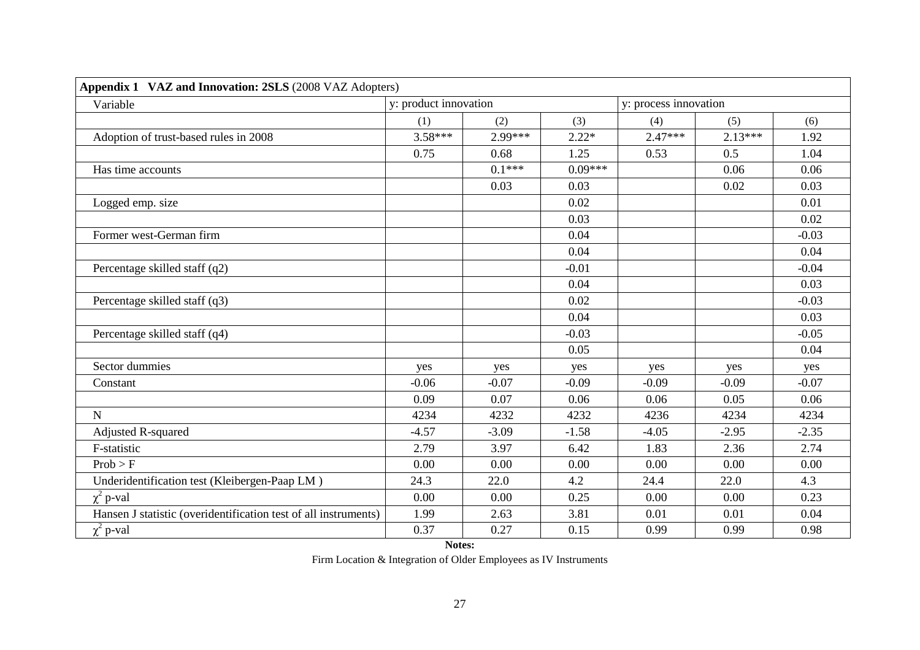**Appendix 1 VAZ and Innovation: 2SLS** (2008 VAZ Adopters)

| Variable | y: product innovation | | | y: process innovation | | |
|---|---|---|---|---|---|---|
| | (1) | (2) | (3) | (4) | (5) | (6) |
| Adoption of trust-based rules in 2008 | 3.58*** | 2.99*** | 2.22* | 2.47*** | 2.13*** | 1.92 |
| | 0.75 | 0.68 | 1.25 | 0.53 | 0.5 | 1.04 |
| Has time accounts | | 0.1*** | 0.09*** | | 0.06 | 0.06 |
| | | 0.03 | 0.03 | | 0.02 | 0.03 |
| Logged emp. size | | | 0.02 | | | 0.01 |
| | | | 0.03 | | | 0.02 |
| Former west-German firm | | | 0.04 | | | -0.03 |
| | | | 0.04 | | | 0.04 |
| Percentage skilled staff (q2) | | | -0.01 | | | -0.04 |
| | | | 0.04 | | | 0.03 |
| Percentage skilled staff (q3) | | | 0.02 | | | -0.03 |
| | | | 0.04 | | | 0.03 |
| Percentage skilled staff (q4) | | | -0.03 | | | -0.05 |
| | | | 0.05 | | | 0.04 |
| Sector dummies | yes | yes | yes | yes | yes | yes |
| Constant | -0.06 | -0.07 | -0.09 | -0.09 | -0.09 | -0.07 |
| | 0.09 | 0.07 | 0.06 | 0.06 | 0.05 | 0.06 |
| N | 4234 | 4232 | 4232 | 4236 | 4234 | 4234 |
| Adjusted R-squared | -4.57 | -3.09 | -1.58 | -4.05 | -2.95 | -2.35 |
| F-statistic | 2.79 | 3.97 | 6.42 | 1.83 | 2.36 | 2.74 |
| Prob > F | 0.00 | 0.00 | 0.00 | 0.00 | 0.00 | 0.00 |
| Underidentification test (Kleibergen-Paap LM ) | 24.3 | 22.0 | 4.2 | 24.4 | 22.0 | 4.3 |
| $\chi^2$ p-val | 0.00 | 0.00 | 0.25 | 0.00 | 0.00 | 0.23 |
| Hansen J statistic (overidentification test of all instruments) | 1.99 | 2.63 | 3.81 | 0.01 | 0.01 | 0.04 |
| $\chi^2$ p-val | 0.37 | 0.27 | 0.15 | 0.99 | 0.99 | 0.98 |

**Notes:**

Firm Location & Integration of Older Employees as IV Instruments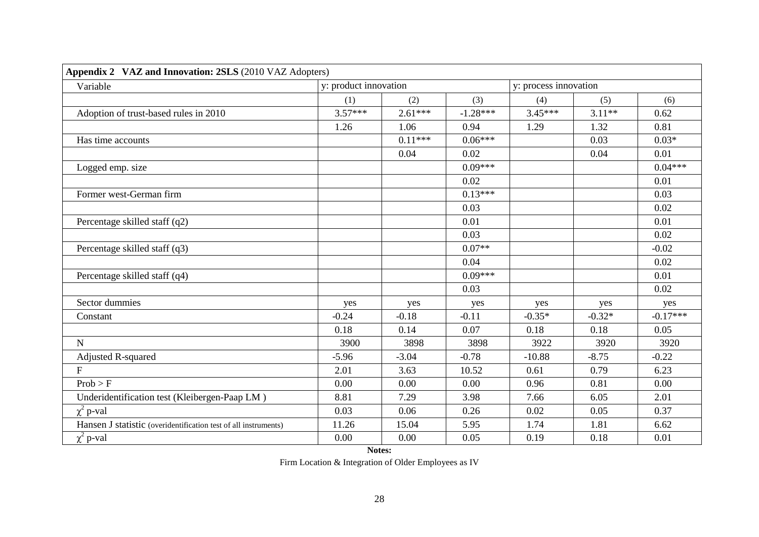| **Appendix 2 VAZ and Innovation: 2SLS** (2010 VAZ Adopters) | | | | | | |
|---|---|---|---|---|---|---|
| Variable | y: product innovation | | | y: process innovation | | |
| | (1) | (2) | (3) | (4) | (5) | (6) |
| Adoption of trust-based rules in 2010 | 3.57*** | 2.61*** | -1.28*** | 3.45*** | 3.11** | 0.62 |
| | 1.26 | 1.06 | 0.94 | 1.29 | 1.32 | 0.81 |
| Has time accounts | | 0.11*** | 0.06*** | | 0.03 | 0.03* |
| | | 0.04 | 0.02 | | 0.04 | 0.01 |
| Logged emp. size | | | 0.09*** | | | 0.04*** |
| | | | 0.02 | | | 0.01 |
| Former west-German firm | | | 0.13*** | | | 0.03 |
| | | | 0.03 | | | 0.02 |
| Percentage skilled staff (q2) | | | 0.01 | | | 0.01 |
| | | | 0.03 | | | 0.02 |
| Percentage skilled staff (q3) | | | 0.07** | | | -0.02 |
| | | | 0.04 | | | 0.02 |
| Percentage skilled staff (q4) | | | 0.09*** | | | 0.01 |
| | | | 0.03 | | | 0.02 |
| Sector dummies | yes | yes | yes | yes | yes | yes |
| Constant | -0.24 | -0.18 | -0.11 | -0.35* | -0.32* | -0.17*** |
| | 0.18 | 0.14 | 0.07 | 0.18 | 0.18 | 0.05 |
| N | 3900 | 3898 | 3898 | 3922 | 3920 | 3920 |
| Adjusted R-squared | -5.96 | -3.04 | -0.78 | -10.88 | -8.75 | -0.22 |
| F | 2.01 | 3.63 | 10.52 | 0.61 | 0.79 | 6.23 |
| Prob > F | 0.00 | 0.00 | 0.00 | 0.96 | 0.81 | 0.00 |
| Underidentification test (Kleibergen-Paap LM ) | 8.81 | 7.29 | 3.98 | 7.66 | 6.05 | 2.01 |
| $\chi^2$ p-val | 0.03 | 0.06 | 0.26 | 0.02 | 0.05 | 0.37 |
| Hansen J statistic (overidentification test of all instruments) | 11.26 | 15.04 | 5.95 | 1.74 | 1.81 | 6.62 |
| $\chi^2$ p-val | 0.00 | 0.00 | 0.05 | 0.19 | 0.18 | 0.01 |

**Notes:**

Firm Location & Integration of Older Employees as IV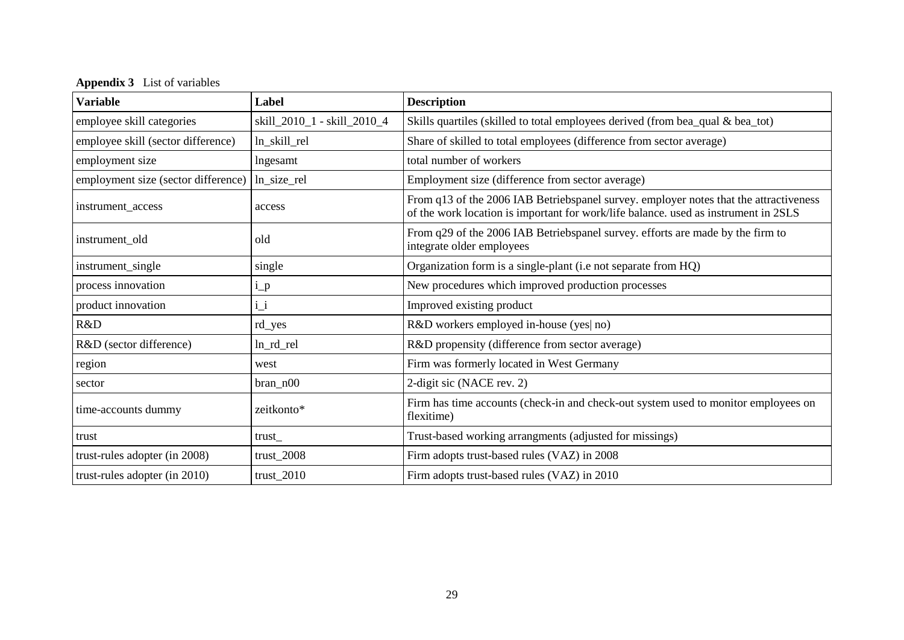**Appendix 3** List of variables

| Variable | Label | Description |
|---|---|---|
| employee skill categories | skill_2010_1 - skill_2010_4 | Skills quartiles (skilled to total employees derived (from bea_qual & bea_tot) |
| employee skill (sector difference) | ln_skill_rel | Share of skilled to total employees (difference from sector average) |
| employment size | lngesamt | total number of workers |
| employment size (sector difference) | ln_size_rel | Employment size (difference from sector average) |
| instrument_access | access | From q13 of the 2006 IAB Betriebspanel survey. employer notes that the attractiveness of the work location is important for work/life balance. used as instrument in 2SLS |
| instrument_old | old | From q29 of the 2006 IAB Betriebspanel survey. efforts are made by the firm to integrate older employees |
| instrument_single | single | Organization form is a single-plant (i.e not separate from HQ) |
| process innovation | i_p | New procedures which improved production processes |
| product innovation | i_i | Improved existing product |
| R&D | rd_yes | R&D workers employed in-house (yes\| no) |
| R&D (sector difference) | ln_rd_rel | R&D propensity (difference from sector average) |
| region | west | Firm was formerly located in West Germany |
| sector | bran_n00 | 2-digit sic (NACE rev. 2) |
| time-accounts dummy | zeitkonto* | Firm has time accounts (check-in and check-out system used to monitor employees on flexitime) |
| trust | trust_ | Trust-based working arrangments (adjusted for missings) |
| trust-rules adopter (in 2008) | trust_2008 | Firm adopts trust-based rules (VAZ) in 2008 |
| trust-rules adopter (in 2010) | trust_2010 | Firm adopts trust-based rules (VAZ) in 2010 |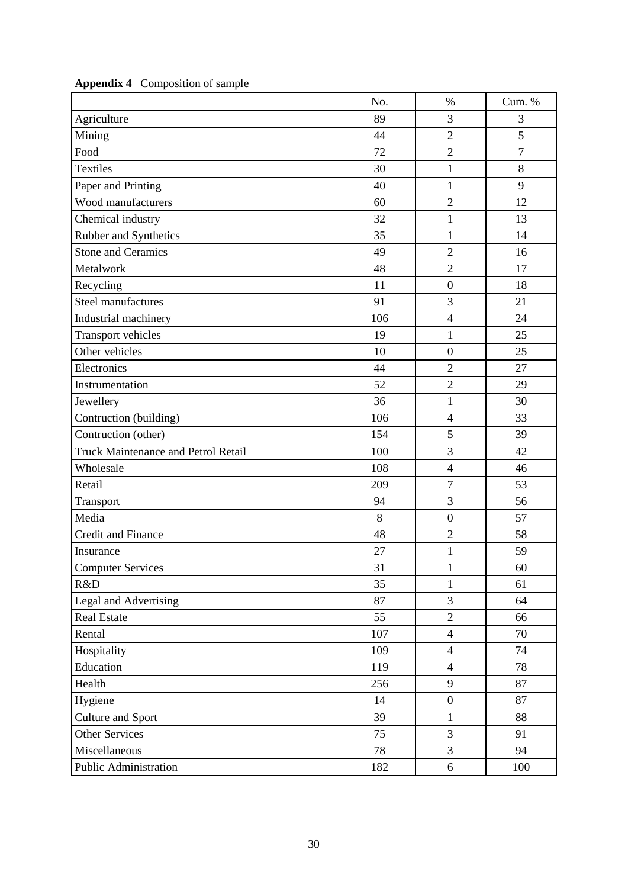**Appendix 4** Composition of sample

| | No. | % | Cum. % |
|---|---|---|---|
| Agriculture | 89 | 3 | 3 |
| Mining | 44 | 2 | 5 |
| Food | 72 | 2 | 7 |
| Textiles | 30 | 1 | 8 |
| Paper and Printing | 40 | 1 | 9 |
| Wood manufacturers | 60 | 2 | 12 |
| Chemical industry | 32 | 1 | 13 |
| Rubber and Synthetics | 35 | 1 | 14 |
| Stone and Ceramics | 49 | 2 | 16 |
| Metalwork | 48 | 2 | 17 |
| Recycling | 11 | 0 | 18 |
| Steel manufactures | 91 | 3 | 21 |
| Industrial machinery | 106 | 4 | 24 |
| Transport vehicles | 19 | 1 | 25 |
| Other vehicles | 10 | 0 | 25 |
| Electronics | 44 | 2 | 27 |
| Instrumentation | 52 | 2 | 29 |
| Jewellery | 36 | 1 | 30 |
| Contruction (building) | 106 | 4 | 33 |
| Contruction (other) | 154 | 5 | 39 |
| Truck Maintenance and Petrol Retail | 100 | 3 | 42 |
| Wholesale | 108 | 4 | 46 |
| Retail | 209 | 7 | 53 |
| Transport | 94 | 3 | 56 |
| Media | 8 | 0 | 57 |
| Credit and Finance | 48 | 2 | 58 |
| Insurance | 27 | 1 | 59 |
| Computer Services | 31 | 1 | 60 |
| R&D | 35 | 1 | 61 |
| Legal and Advertising | 87 | 3 | 64 |
| Real Estate | 55 | 2 | 66 |
| Rental | 107 | 4 | 70 |
| Hospitality | 109 | 4 | 74 |
| Education | 119 | 4 | 78 |
| Health | 256 | 9 | 87 |
| Hygiene | 14 | 0 | 87 |
| Culture and Sport | 39 | 1 | 88 |
| Other Services | 75 | 3 | 91 |
| Miscellaneous | 78 | 3 | 94 |
| Public Administration | 182 | 6 | 100 |